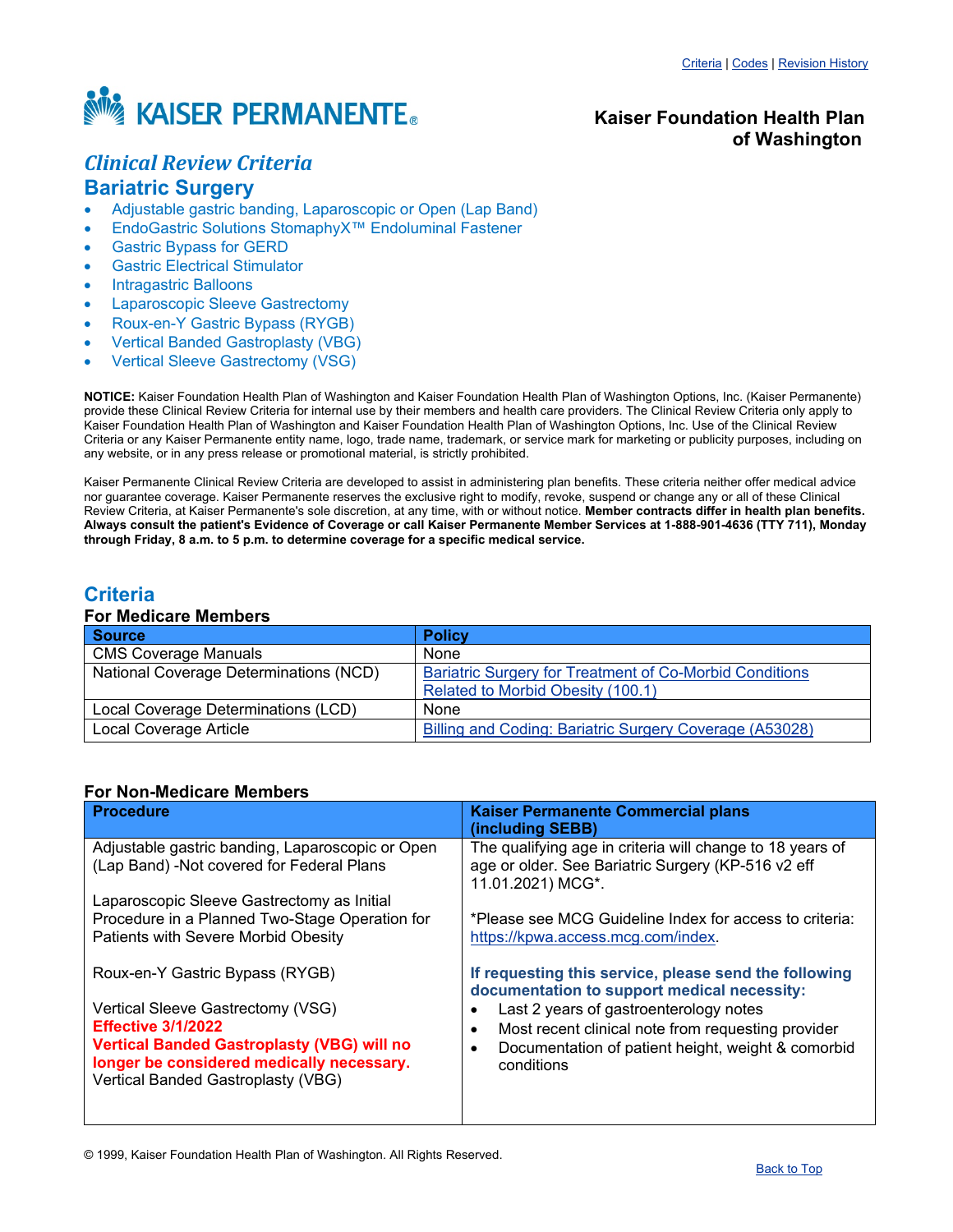Criteria | Codes | Revision History

KAISER PERMANENTE®

**Kaiser Foundation Health Plan of Washington**

# *Clinical Review Criteria*

# Bariatric Surgery

- Adjustable gastric banding, Laparoscopic or Open (Lap Band)
- EndoGastric Solutions StomaphyX™ Endoluminal Fastener
- Gastric Bypass for GERD
- Gastric Electrical Stimulator
- Intragastric Balloons
- Laparoscopic Sleeve Gastrectomy
- Roux-en-Y Gastric Bypass (RYGB)
- Vertical Banded Gastroplasty (VBG)
- Vertical Sleeve Gastrectomy (VSG)

**NOTICE:** Kaiser Foundation Health Plan of Washington and Kaiser Foundation Health Plan of Washington Options, Inc. (Kaiser Permanente) provide these Clinical Review Criteria for internal use by their members and health care providers. The Clinical Review Criteria only apply to Kaiser Foundation Health Plan of Washington and Kaiser Foundation Health Plan of Washington Options, Inc. Use of the Clinical Review Criteria or any Kaiser Permanente entity name, logo, trade name, trademark, or service mark for marketing or publicity purposes, including on any website, or in any press release or promotional material, is strictly prohibited.

Kaiser Permanente Clinical Review Criteria are developed to assist in administering plan benefits. These criteria neither offer medical advice nor guarantee coverage. Kaiser Permanente reserves the exclusive right to modify, revoke, suspend or change any or all of these Clinical Review Criteria, at Kaiser Permanente's sole discretion, at any time, with or without notice. **Member contracts differ in health plan benefits. Always consult the patient's Evidence of Coverage or call Kaiser Permanente Member Services at 1-888-901-4636 (TTY 711), Monday through Friday, 8 a.m. to 5 p.m. to determine coverage for a specific medical service.**

## Criteria

### For Medicare Members

| Source | Policy |
|---|---|
| CMS Coverage Manuals | None |
| National Coverage Determinations (NCD) | Bariatric Surgery for Treatment of Co-Morbid Conditions Related to Morbid Obesity (100.1) |
| Local Coverage Determinations (LCD) | None |
| Local Coverage Article | Billing and Coding: Bariatric Surgery Coverage (A53028) |

### For Non-Medicare Members

| Procedure | Kaiser Permanente Commercial plans (including SEBB) |
|---|---|
| Adjustable gastric banding, Laparoscopic or Open (Lap Band) -Not covered for Federal Plans<br><br>Laparoscopic Sleeve Gastrectomy as Initial Procedure in a Planned Two-Stage Operation for Patients with Severe Morbid Obesity<br><br>Roux-en-Y Gastric Bypass (RYGB)<br><br>Vertical Sleeve Gastrectomy (VSG)<br>**Effective 3/1/2022**<br>**Vertical Banded Gastroplasty (VBG) will no longer be considered medically necessary.**<br>Vertical Banded Gastroplasty (VBG) | The qualifying age in criteria will change to 18 years of age or older. See Bariatric Surgery (KP-516 v2 eff 11.01.2021) MCG*.<br><br>*Please see MCG Guideline Index for access to criteria: https://kpwa.access.mcg.com/index.<br><br>**If requesting this service, please send the following documentation to support medical necessity:**<br>• Last 2 years of gastroenterology notes<br>• Most recent clinical note from requesting provider<br>• Documentation of patient height, weight & comorbid conditions |

© 1999, Kaiser Foundation Health Plan of Washington. All Rights Reserved.

Back to Top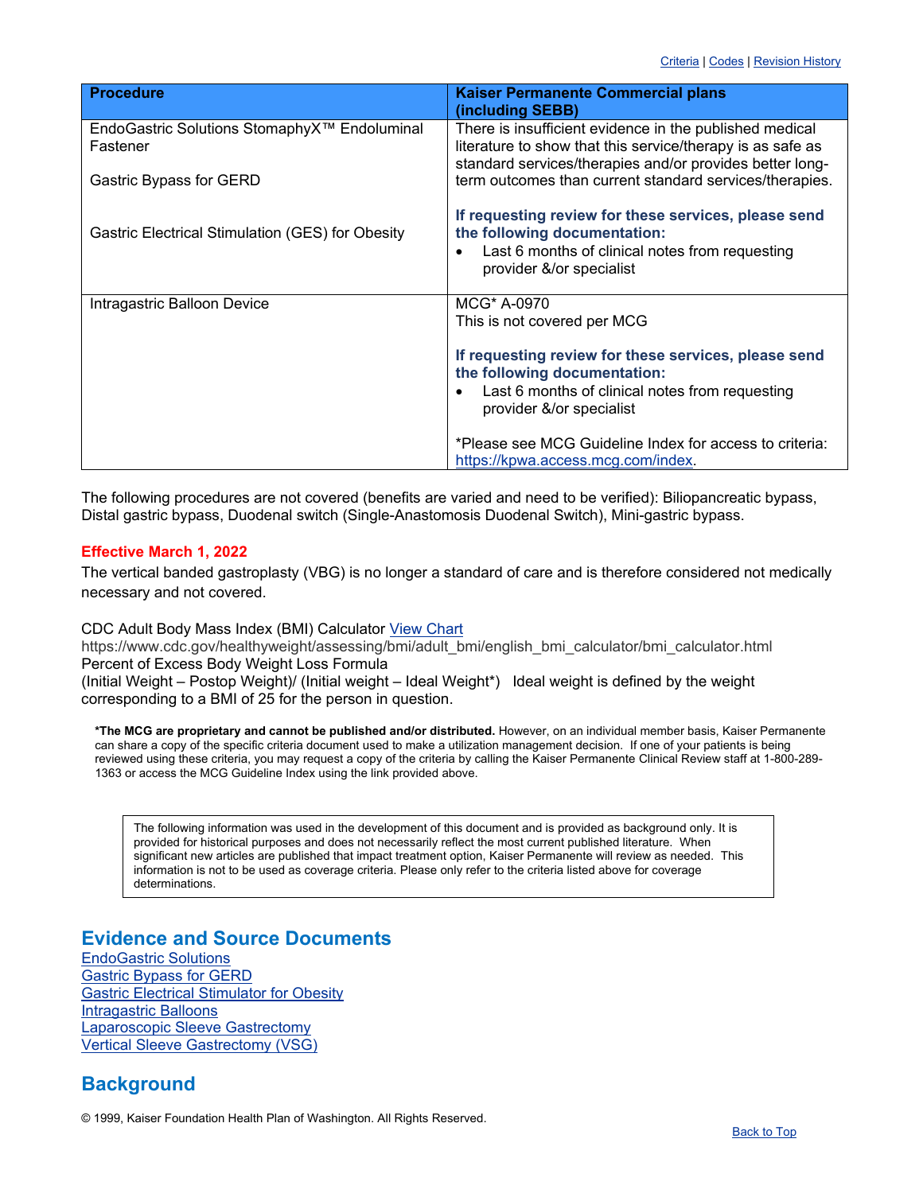[Criteria](#) | [Codes](#) | [Revision History](#)

| Procedure | Kaiser Permanente Commercial plans (including SEBB) |
|---|---|
| EndoGastric Solutions StomaphyX™ Endoluminal Fastener<br><br>Gastric Bypass for GERD<br><br>Gastric Electrical Stimulation (GES) for Obesity | There is insufficient evidence in the published medical literature to show that this service/therapy is as safe as standard services/therapies and/or provides better long-term outcomes than current standard services/therapies.<br><br>**If requesting review for these services, please send the following documentation:**<br>• Last 6 months of clinical notes from requesting provider &/or specialist |
| Intragastric Balloon Device | MCG* A-0970<br>This is not covered per MCG<br><br>**If requesting review for these services, please send the following documentation:**<br>• Last 6 months of clinical notes from requesting provider &/or specialist<br><br>*Please see MCG Guideline Index for access to criteria: [https://kpwa.access.mcg.com/index](https://kpwa.access.mcg.com/index). |

The following procedures are not covered (benefits are varied and need to be verified): Biliopancreatic bypass, Distal gastric bypass, Duodenal switch (Single-Anastomosis Duodenal Switch), Mini-gastric bypass.

**Effective March 1, 2022**

The vertical banded gastroplasty (VBG) is no longer a standard of care and is therefore considered not medically necessary and not covered.

CDC Adult Body Mass Index (BMI) Calculator [View Chart](#)
https://www.cdc.gov/healthyweight/assessing/bmi/adult_bmi/english_bmi_calculator/bmi_calculator.html
Percent of Excess Body Weight Loss Formula
(Initial Weight – Postop Weight)/ (Initial weight – Ideal Weight*) Ideal weight is defined by the weight corresponding to a BMI of 25 for the person in question.

**\*The MCG are proprietary and cannot be published and/or distributed.** However, on an individual member basis, Kaiser Permanente can share a copy of the specific criteria document used to make a utilization management decision. If one of your patients is being reviewed using these criteria, you may request a copy of the criteria by calling the Kaiser Permanente Clinical Review staff at 1-800-289-1363 or access the MCG Guideline Index using the link provided above.

> The following information was used in the development of this document and is provided as background only. It is provided for historical purposes and does not necessarily reflect the most current published literature. When significant new articles are published that impact treatment option, Kaiser Permanente will review as needed. This information is not to be used as coverage criteria. Please only refer to the criteria listed above for coverage determinations.

## Evidence and Source Documents

[EndoGastric Solutions](#)
[Gastric Bypass for GERD](#)
[Gastric Electrical Stimulator for Obesity](#)
[Intragastric Balloons](#)
[Laparoscopic Sleeve Gastrectomy](#)
[Vertical Sleeve Gastrectomy (VSG)](#)

## Background

© 1999, Kaiser Foundation Health Plan of Washington. All Rights Reserved.

[Back to Top](#)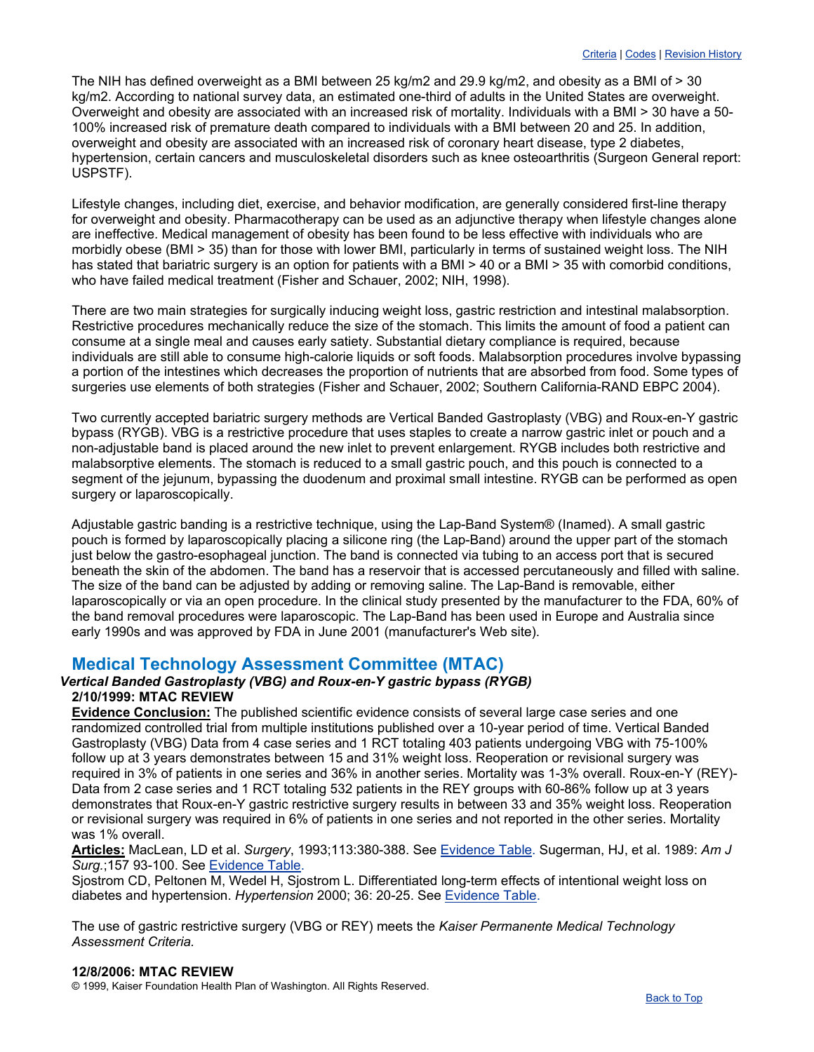The NIH has defined overweight as a BMI between 25 kg/m2 and 29.9 kg/m2, and obesity as a BMI of > 30 kg/m2. According to national survey data, an estimated one-third of adults in the United States are overweight. Overweight and obesity are associated with an increased risk of mortality. Individuals with a BMI > 30 have a 50-100% increased risk of premature death compared to individuals with a BMI between 20 and 25. In addition, overweight and obesity are associated with an increased risk of coronary heart disease, type 2 diabetes, hypertension, certain cancers and musculoskeletal disorders such as knee osteoarthritis (Surgeon General report: USPSTF).

Lifestyle changes, including diet, exercise, and behavior modification, are generally considered first-line therapy for overweight and obesity. Pharmacotherapy can be used as an adjunctive therapy when lifestyle changes alone are ineffective. Medical management of obesity has been found to be less effective with individuals who are morbidly obese (BMI > 35) than for those with lower BMI, particularly in terms of sustained weight loss. The NIH has stated that bariatric surgery is an option for patients with a BMI > 40 or a BMI > 35 with comorbid conditions, who have failed medical treatment (Fisher and Schauer, 2002; NIH, 1998).

There are two main strategies for surgically inducing weight loss, gastric restriction and intestinal malabsorption. Restrictive procedures mechanically reduce the size of the stomach. This limits the amount of food a patient can consume at a single meal and causes early satiety. Substantial dietary compliance is required, because individuals are still able to consume high-calorie liquids or soft foods. Malabsorption procedures involve bypassing a portion of the intestines which decreases the proportion of nutrients that are absorbed from food. Some types of surgeries use elements of both strategies (Fisher and Schauer, 2002; Southern California-RAND EBPC 2004).

Two currently accepted bariatric surgery methods are Vertical Banded Gastroplasty (VBG) and Roux-en-Y gastric bypass (RYGB). VBG is a restrictive procedure that uses staples to create a narrow gastric inlet or pouch and a non-adjustable band is placed around the new inlet to prevent enlargement. RYGB includes both restrictive and malabsorptive elements. The stomach is reduced to a small gastric pouch, and this pouch is connected to a segment of the jejunum, bypassing the duodenum and proximal small intestine. RYGB can be performed as open surgery or laparoscopically.

Adjustable gastric banding is a restrictive technique, using the Lap-Band System® (Inamed). A small gastric pouch is formed by laparoscopically placing a silicone ring (the Lap-Band) around the upper part of the stomach just below the gastro-esophageal junction. The band is connected via tubing to an access port that is secured beneath the skin of the abdomen. The band has a reservoir that is accessed percutaneously and filled with saline. The size of the band can be adjusted by adding or removing saline. The Lap-Band is removable, either laparoscopically or via an open procedure. In the clinical study presented by the manufacturer to the FDA, 60% of the band removal procedures were laparoscopic. The Lap-Band has been used in Europe and Australia since early 1990s and was approved by FDA in June 2001 (manufacturer's Web site).

## Medical Technology Assessment Committee (MTAC)

***Vertical Banded Gastroplasty (VBG) and Roux-en-Y gastric bypass (RYGB)***

**2/10/1999: MTAC REVIEW**

**Evidence Conclusion:** The published scientific evidence consists of several large case series and one randomized controlled trial from multiple institutions published over a 10-year period of time. Vertical Banded Gastroplasty (VBG) Data from 4 case series and 1 RCT totaling 403 patients undergoing VBG with 75-100% follow up at 3 years demonstrates between 15 and 31% weight loss. Reoperation or revisional surgery was required in 3% of patients in one series and 36% in another series. Mortality was 1-3% overall. Roux-en-Y (REY)-Data from 2 case series and 1 RCT totaling 532 patients in the REY groups with 60-86% follow up at 3 years demonstrates that Roux-en-Y gastric restrictive surgery results in between 33 and 35% weight loss. Reoperation or revisional surgery was required in 6% of patients in one series and not reported in the other series. Mortality was 1% overall.

**Articles:** MacLean, LD et al. *Surgery*, 1993;113:380-388. See Evidence Table. Sugerman, HJ, et al. 1989: *Am J Surg.*;157 93-100. See Evidence Table.
Sjostrom CD, Peltonen M, Wedel H, Sjostrom L. Differentiated long-term effects of intentional weight loss on diabetes and hypertension. *Hypertension* 2000; 36: 20-25. See Evidence Table.

The use of gastric restrictive surgery (VBG or REY) meets the *Kaiser Permanente Medical Technology Assessment Criteria*.

**12/8/2006: MTAC REVIEW**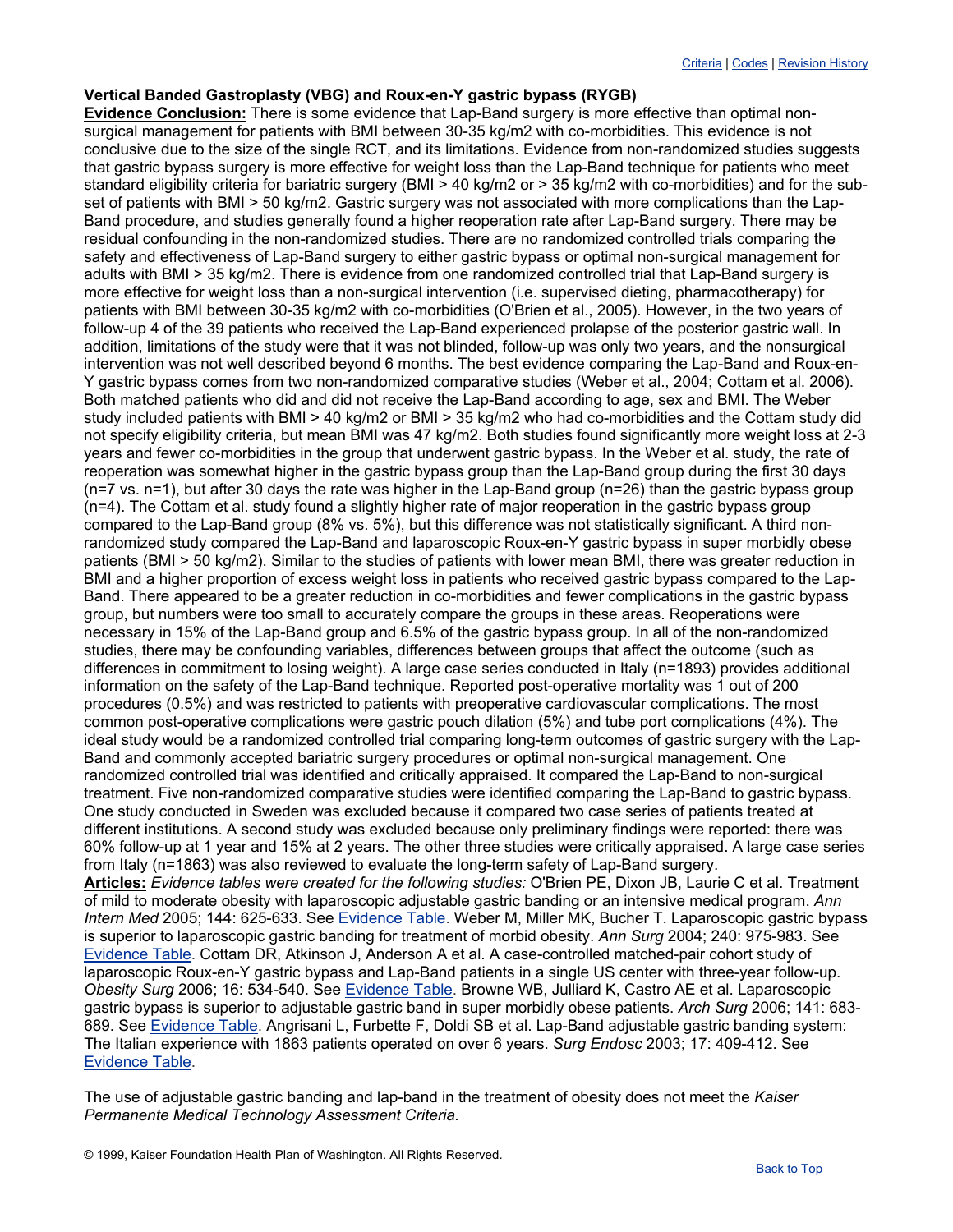Criteria | Codes | Revision History

**Vertical Banded Gastroplasty (VBG) and Roux-en-Y gastric bypass (RYGB)**

**Evidence Conclusion:** There is some evidence that Lap-Band surgery is more effective than optimal non-surgical management for patients with BMI between 30-35 kg/m2 with co-morbidities. This evidence is not conclusive due to the size of the single RCT, and its limitations. Evidence from non-randomized studies suggests that gastric bypass surgery is more effective for weight loss than the Lap-Band technique for patients who meet standard eligibility criteria for bariatric surgery (BMI > 40 kg/m2 or > 35 kg/m2 with co-morbidities) and for the sub-set of patients with BMI > 50 kg/m2. Gastric surgery was not associated with more complications than the Lap-Band procedure, and studies generally found a higher reoperation rate after Lap-Band surgery. There may be residual confounding in the non-randomized studies. There are no randomized controlled trials comparing the safety and effectiveness of Lap-Band surgery to either gastric bypass or optimal non-surgical management for adults with BMI > 35 kg/m2. There is evidence from one randomized controlled trial that Lap-Band surgery is more effective for weight loss than a non-surgical intervention (i.e. supervised dieting, pharmacotherapy) for patients with BMI between 30-35 kg/m2 with co-morbidities (O'Brien et al., 2005). However, in the two years of follow-up 4 of the 39 patients who received the Lap-Band experienced prolapse of the posterior gastric wall. In addition, limitations of the study were that it was not blinded, follow-up was only two years, and the nonsurgical intervention was not well described beyond 6 months. The best evidence comparing the Lap-Band and Roux-en-Y gastric bypass comes from two non-randomized comparative studies (Weber et al., 2004; Cottam et al. 2006). Both matched patients who did and did not receive the Lap-Band according to age, sex and BMI. The Weber study included patients with BMI > 40 kg/m2 or BMI > 35 kg/m2 who had co-morbidities and the Cottam study did not specify eligibility criteria, but mean BMI was 47 kg/m2. Both studies found significantly more weight loss at 2-3 years and fewer co-morbidities in the group that underwent gastric bypass. In the Weber et al. study, the rate of reoperation was somewhat higher in the gastric bypass group than the Lap-Band group during the first 30 days (n=7 vs. n=1), but after 30 days the rate was higher in the Lap-Band group (n=26) than the gastric bypass group (n=4). The Cottam et al. study found a slightly higher rate of major reoperation in the gastric bypass group compared to the Lap-Band group (8% vs. 5%), but this difference was not statistically significant. A third non-randomized study compared the Lap-Band and laparoscopic Roux-en-Y gastric bypass in super morbidly obese patients (BMI > 50 kg/m2). Similar to the studies of patients with lower mean BMI, there was greater reduction in BMI and a higher proportion of excess weight loss in patients who received gastric bypass compared to the Lap-Band. There appeared to be a greater reduction in co-morbidities and fewer complications in the gastric bypass group, but numbers were too small to accurately compare the groups in these areas. Reoperations were necessary in 15% of the Lap-Band group and 6.5% of the gastric bypass group. In all of the non-randomized studies, there may be confounding variables, differences between groups that affect the outcome (such as differences in commitment to losing weight). A large case series conducted in Italy (n=1893) provides additional information on the safety of the Lap-Band technique. Reported post-operative mortality was 1 out of 200 procedures (0.5%) and was restricted to patients with preoperative cardiovascular complications. The most common post-operative complications were gastric pouch dilation (5%) and tube port complications (4%). The ideal study would be a randomized controlled trial comparing long-term outcomes of gastric surgery with the Lap-Band and commonly accepted bariatric surgery procedures or optimal non-surgical management. One randomized controlled trial was identified and critically appraised. It compared the Lap-Band to non-surgical treatment. Five non-randomized comparative studies were identified comparing the Lap-Band to gastric bypass. One study conducted in Sweden was excluded because it compared two case series of patients treated at different institutions. A second study was excluded because only preliminary findings were reported: there was 60% follow-up at 1 year and 15% at 2 years. The other three studies were critically appraised. A large case series from Italy (n=1863) was also reviewed to evaluate the long-term safety of Lap-Band surgery.

**Articles:** *Evidence tables were created for the following studies:* O'Brien PE, Dixon JB, Laurie C et al. Treatment of mild to moderate obesity with laparoscopic adjustable gastric banding or an intensive medical program. *Ann Intern Med* 2005; 144: 625-633. See Evidence Table. Weber M, Miller MK, Bucher T. Laparoscopic gastric bypass is superior to laparoscopic gastric banding for treatment of morbid obesity. *Ann Surg* 2004; 240: 975-983. See Evidence Table. Cottam DR, Atkinson J, Anderson A et al. A case-controlled matched-pair cohort study of laparoscopic Roux-en-Y gastric bypass and Lap-Band patients in a single US center with three-year follow-up. *Obesity Surg* 2006; 16: 534-540. See Evidence Table. Browne WB, Julliard K, Castro AE et al. Laparoscopic gastric bypass is superior to adjustable gastric band in super morbidly obese patients. *Arch Surg* 2006; 141: 683-689. See Evidence Table. Angrisani L, Furbette F, Doldi SB et al. Lap-Band adjustable gastric banding system: The Italian experience with 1863 patients operated on over 6 years. *Surg Endosc* 2003; 17: 409-412. See Evidence Table.

The use of adjustable gastric banding and lap-band in the treatment of obesity does not meet the *Kaiser Permanente Medical Technology Assessment Criteria.*

© 1999, Kaiser Foundation Health Plan of Washington. All Rights Reserved.

Back to Top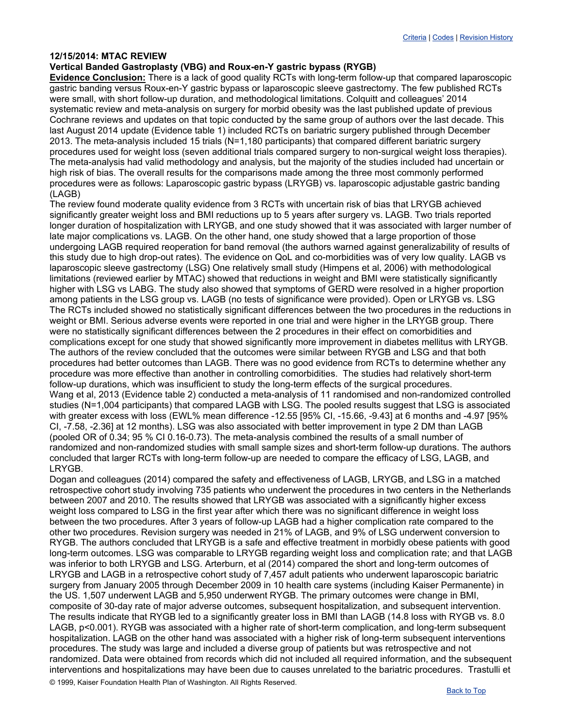**12/15/2014: MTAC REVIEW**

**Vertical Banded Gastroplasty (VBG) and Roux-en-Y gastric bypass (RYGB)**

**Evidence Conclusion:** There is a lack of good quality RCTs with long-term follow-up that compared laparoscopic gastric banding versus Roux-en-Y gastric bypass or laparoscopic sleeve gastrectomy. The few published RCTs were small, with short follow-up duration, and methodological limitations. Colquitt and colleagues' 2014 systematic review and meta-analysis on surgery for morbid obesity was the last published update of previous Cochrane reviews and updates on that topic conducted by the same group of authors over the last decade. This last August 2014 update (Evidence table 1) included RCTs on bariatric surgery published through December 2013. The meta-analysis included 15 trials (N=1,180 participants) that compared different bariatric surgery procedures used for weight loss (seven additional trials compared surgery to non-surgical weight loss therapies). The meta-analysis had valid methodology and analysis, but the majority of the studies included had uncertain or high risk of bias. The overall results for the comparisons made among the three most commonly performed procedures were as follows: Laparoscopic gastric bypass (LRYGB) vs. laparoscopic adjustable gastric banding (LAGB)

The review found moderate quality evidence from 3 RCTs with uncertain risk of bias that LRYGB achieved significantly greater weight loss and BMI reductions up to 5 years after surgery vs. LAGB. Two trials reported longer duration of hospitalization with LRYGB, and one study showed that it was associated with larger number of late major complications vs. LAGB. On the other hand, one study showed that a large proportion of those undergoing LAGB required reoperation for band removal (the authors warned against generalizability of results of this study due to high drop-out rates). The evidence on QoL and co-morbidities was of very low quality. LAGB vs laparoscopic sleeve gastrectomy (LSG) One relatively small study (Himpens et al, 2006) with methodological limitations (reviewed earlier by MTAC) showed that reductions in weight and BMI were statistically significantly higher with LSG vs LABG. The study also showed that symptoms of GERD were resolved in a higher proportion among patients in the LSG group vs. LAGB (no tests of significance were provided). Open or LRYGB vs. LSG The RCTs included showed no statistically significant differences between the two procedures in the reductions in weight or BMI. Serious adverse events were reported in one trial and were higher in the LRYGB group. There were no statistically significant differences between the 2 procedures in their effect on comorbidities and complications except for one study that showed significantly more improvement in diabetes mellitus with LRYGB. The authors of the review concluded that the outcomes were similar between RYGB and LSG and that both procedures had better outcomes than LAGB. There was no good evidence from RCTs to determine whether any procedure was more effective than another in controlling comorbidities. The studies had relatively short-term follow-up durations, which was insufficient to study the long-term effects of the surgical procedures.

Wang et al, 2013 (Evidence table 2) conducted a meta-analysis of 11 randomised and non-randomized controlled studies (N=1,004 participants) that compared LAGB with LSG. The pooled results suggest that LSG is associated with greater excess with loss (EWL% mean difference -12.55 [95% CI, -15.66, -9.43] at 6 months and -4.97 [95% CI, -7.58, -2.36] at 12 months). LSG was also associated with better improvement in type 2 DM than LAGB (pooled OR of 0.34; 95 % CI 0.16-0.73). The meta-analysis combined the results of a small number of randomized and non-randomized studies with small sample sizes and short-term follow-up durations. The authors concluded that larger RCTs with long-term follow-up are needed to compare the efficacy of LSG, LAGB, and LRYGB.

Dogan and colleagues (2014) compared the safety and effectiveness of LAGB, LRYGB, and LSG in a matched retrospective cohort study involving 735 patients who underwent the procedures in two centers in the Netherlands between 2007 and 2010. The results showed that LRYGB was associated with a significantly higher excess weight loss compared to LSG in the first year after which there was no significant difference in weight loss between the two procedures. After 3 years of follow-up LAGB had a higher complication rate compared to the other two procedures. Revision surgery was needed in 21% of LAGB, and 9% of LSG underwent conversion to RYGB. The authors concluded that LRYGB is a safe and effective treatment in morbidly obese patients with good long-term outcomes. LSG was comparable to LRYGB regarding weight loss and complication rate; and that LAGB was inferior to both LRYGB and LSG. Arterburn, et al (2014) compared the short and long-term outcomes of LRYGB and LAGB in a retrospective cohort study of 7,457 adult patients who underwent laparoscopic bariatric surgery from January 2005 through December 2009 in 10 health care systems (including Kaiser Permanente) in the US. 1,507 underwent LAGB and 5,950 underwent RYGB. The primary outcomes were change in BMI, composite of 30-day rate of major adverse outcomes, subsequent hospitalization, and subsequent intervention. The results indicate that RYGB led to a significantly greater loss in BMI than LAGB (14.8 loss with RYGB vs. 8.0 LAGB, $p<0.001$). RYGB was associated with a higher rate of short-term complication, and long-term subsequent hospitalization. LAGB on the other hand was associated with a higher risk of long-term subsequent interventions procedures. The study was large and included a diverse group of patients but was retrospective and not randomized. Data were obtained from records which did not included all required information, and the subsequent interventions and hospitalizations may have been due to causes unrelated to the bariatric procedures. Trastulli et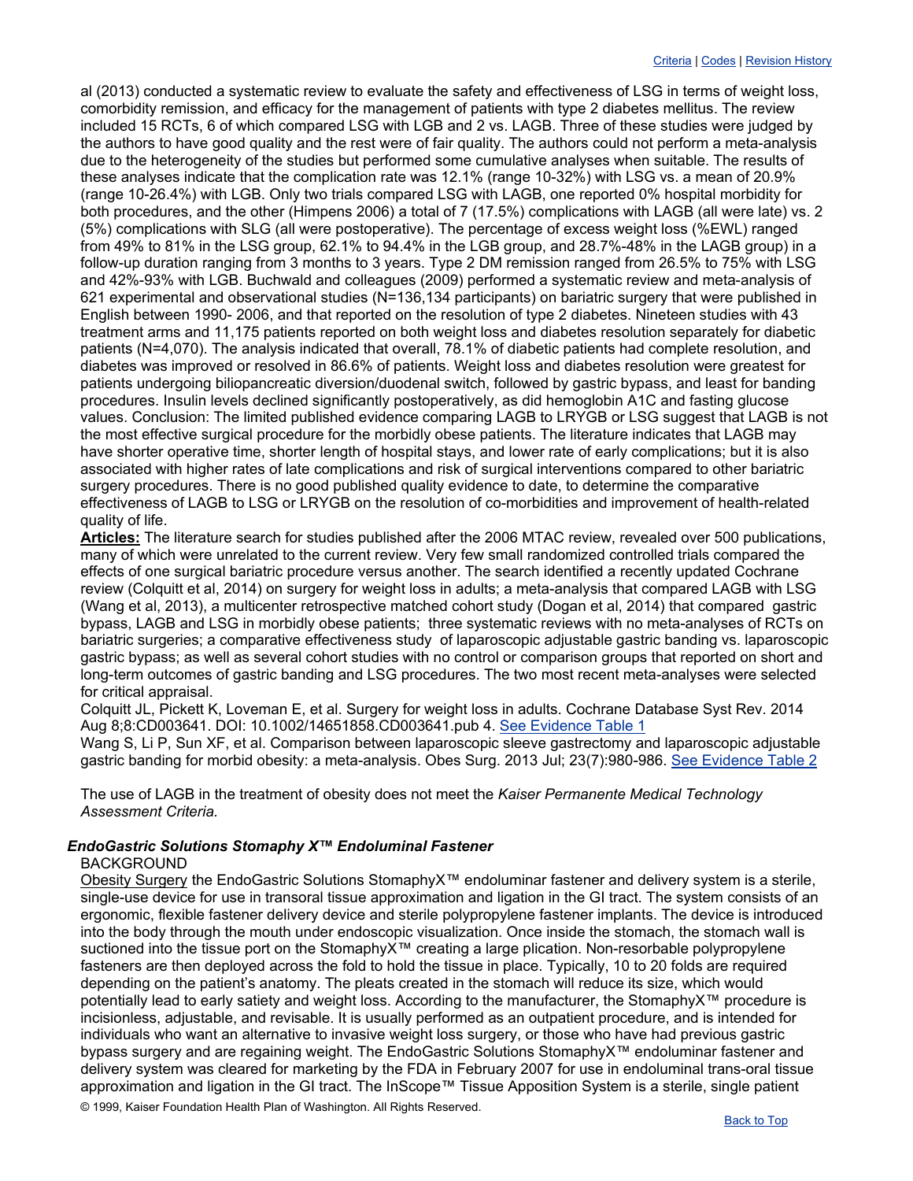al (2013) conducted a systematic review to evaluate the safety and effectiveness of LSG in terms of weight loss, comorbidity remission, and efficacy for the management of patients with type 2 diabetes mellitus. The review included 15 RCTs, 6 of which compared LSG with LGB and 2 vs. LAGB. Three of these studies were judged by the authors to have good quality and the rest were of fair quality. The authors could not perform a meta-analysis due to the heterogeneity of the studies but performed some cumulative analyses when suitable. The results of these analyses indicate that the complication rate was 12.1% (range 10-32%) with LSG vs. a mean of 20.9% (range 10-26.4%) with LGB. Only two trials compared LSG with LAGB, one reported 0% hospital morbidity for both procedures, and the other (Himpens 2006) a total of 7 (17.5%) complications with LAGB (all were late) vs. 2 (5%) complications with SLG (all were postoperative). The percentage of excess weight loss (%EWL) ranged from 49% to 81% in the LSG group, 62.1% to 94.4% in the LGB group, and 28.7%-48% in the LAGB group) in a follow-up duration ranging from 3 months to 3 years. Type 2 DM remission ranged from 26.5% to 75% with LSG and 42%-93% with LGB. Buchwald and colleagues (2009) performed a systematic review and meta-analysis of 621 experimental and observational studies (N=136,134 participants) on bariatric surgery that were published in English between 1990- 2006, and that reported on the resolution of type 2 diabetes. Nineteen studies with 43 treatment arms and 11,175 patients reported on both weight loss and diabetes resolution separately for diabetic patients (N=4,070). The analysis indicated that overall, 78.1% of diabetic patients had complete resolution, and diabetes was improved or resolved in 86.6% of patients. Weight loss and diabetes resolution were greatest for patients undergoing biliopancreatic diversion/duodenal switch, followed by gastric bypass, and least for banding procedures. Insulin levels declined significantly postoperatively, as did hemoglobin A1C and fasting glucose values. Conclusion: The limited published evidence comparing LAGB to LRYGB or LSG suggest that LAGB is not the most effective surgical procedure for the morbidly obese patients. The literature indicates that LAGB may have shorter operative time, shorter length of hospital stays, and lower rate of early complications; but it is also associated with higher rates of late complications and risk of surgical interventions compared to other bariatric surgery procedures. There is no good published quality evidence to date, to determine the comparative effectiveness of LAGB to LSG or LRYGB on the resolution of co-morbidities and improvement of health-related quality of life.

**Articles:** The literature search for studies published after the 2006 MTAC review, revealed over 500 publications, many of which were unrelated to the current review. Very few small randomized controlled trials compared the effects of one surgical bariatric procedure versus another. The search identified a recently updated Cochrane review (Colquitt et al, 2014) on surgery for weight loss in adults; a meta-analysis that compared LAGB with LSG (Wang et al, 2013), a multicenter retrospective matched cohort study (Dogan et al, 2014) that compared gastric bypass, LAGB and LSG in morbidly obese patients; three systematic reviews with no meta-analyses of RCTs on bariatric surgeries; a comparative effectiveness study of laparoscopic adjustable gastric banding vs. laparoscopic gastric bypass; as well as several cohort studies with no control or comparison groups that reported on short and long-term outcomes of gastric banding and LSG procedures. The two most recent meta-analyses were selected for critical appraisal.

Colquitt JL, Pickett K, Loveman E, et al. Surgery for weight loss in adults. Cochrane Database Syst Rev. 2014 Aug 8;8:CD003641. DOI: 10.1002/14651858.CD003641.pub 4. See Evidence Table 1

Wang S, Li P, Sun XF, et al. Comparison between laparoscopic sleeve gastrectomy and laparoscopic adjustable gastric banding for morbid obesity: a meta-analysis. Obes Surg. 2013 Jul; 23(7):980-986. See Evidence Table 2

The use of LAGB in the treatment of obesity does not meet the *Kaiser Permanente Medical Technology Assessment Criteria*.

### *EndoGastric Solutions Stomaphy X™ Endoluminal Fastener*

BACKGROUND

Obesity Surgery the EndoGastric Solutions StomaphyX™ endoluminar fastener and delivery system is a sterile, single-use device for use in transoral tissue approximation and ligation in the GI tract. The system consists of an ergonomic, flexible fastener delivery device and sterile polypropylene fastener implants. The device is introduced into the body through the mouth under endoscopic visualization. Once inside the stomach, the stomach wall is suctioned into the tissue port on the StomaphyX™ creating a large plication. Non-resorbable polypropylene fasteners are then deployed across the fold to hold the tissue in place. Typically, 10 to 20 folds are required depending on the patient's anatomy. The pleats created in the stomach will reduce its size, which would potentially lead to early satiety and weight loss. According to the manufacturer, the StomaphyX™ procedure is incisionless, adjustable, and revisable. It is usually performed as an outpatient procedure, and is intended for individuals who want an alternative to invasive weight loss surgery, or those who have had previous gastric bypass surgery and are regaining weight. The EndoGastric Solutions StomaphyX™ endoluminar fastener and delivery system was cleared for marketing by the FDA in February 2007 for use in endoluminal trans-oral tissue approximation and ligation in the GI tract. The InScope™ Tissue Apposition System is a sterile, single patient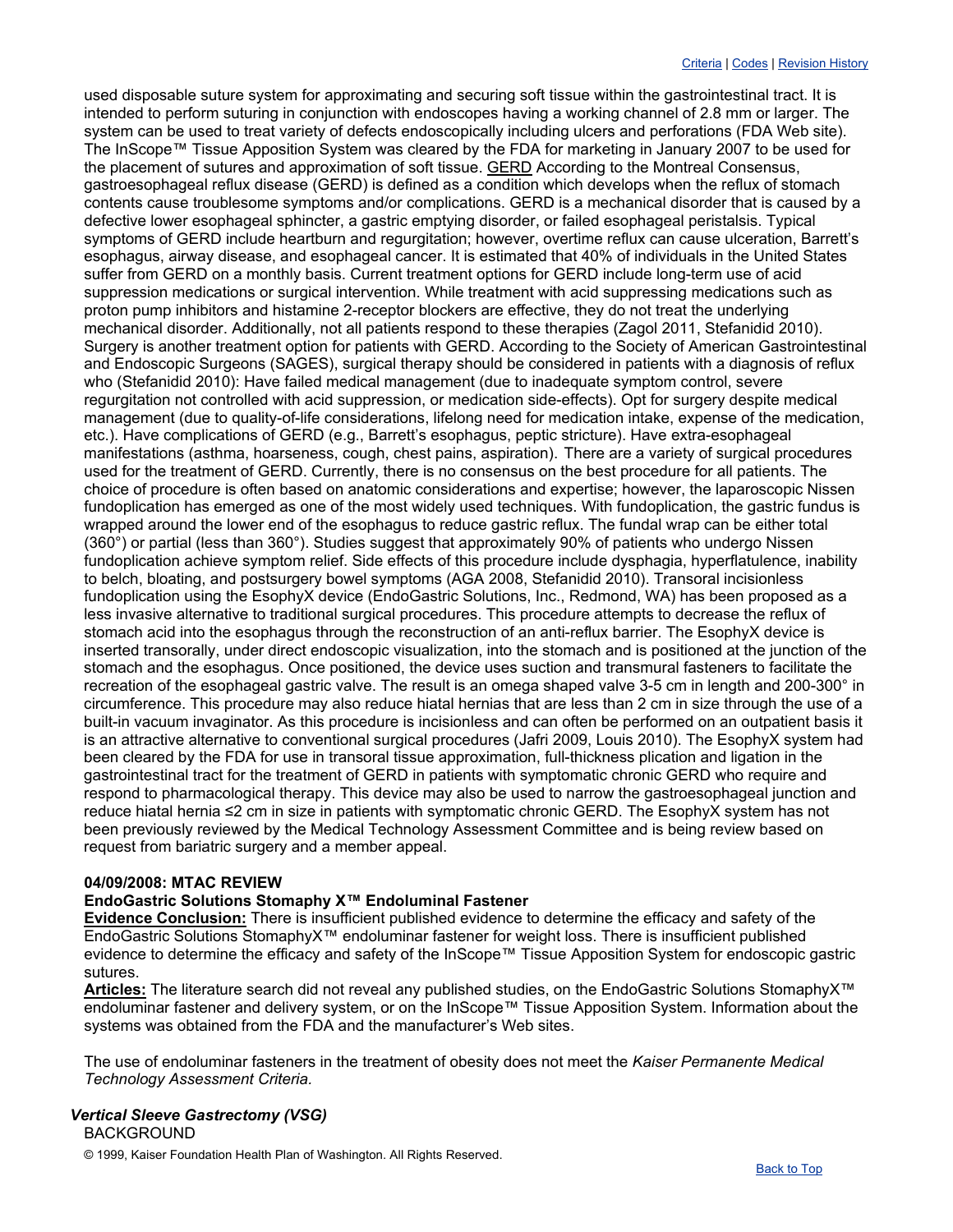used disposable suture system for approximating and securing soft tissue within the gastrointestinal tract. It is intended to perform suturing in conjunction with endoscopes having a working channel of 2.8 mm or larger. The system can be used to treat variety of defects endoscopically including ulcers and perforations (FDA Web site). The InScope™ Tissue Apposition System was cleared by the FDA for marketing in January 2007 to be used for the placement of sutures and approximation of soft tissue. GERD According to the Montreal Consensus, gastroesophageal reflux disease (GERD) is defined as a condition which develops when the reflux of stomach contents cause troublesome symptoms and/or complications. GERD is a mechanical disorder that is caused by a defective lower esophageal sphincter, a gastric emptying disorder, or failed esophageal peristalsis. Typical symptoms of GERD include heartburn and regurgitation; however, overtime reflux can cause ulceration, Barrett's esophagus, airway disease, and esophageal cancer. It is estimated that 40% of individuals in the United States suffer from GERD on a monthly basis. Current treatment options for GERD include long-term use of acid suppression medications or surgical intervention. While treatment with acid suppressing medications such as proton pump inhibitors and histamine 2-receptor blockers are effective, they do not treat the underlying mechanical disorder. Additionally, not all patients respond to these therapies (Zagol 2011, Stefanidid 2010). Surgery is another treatment option for patients with GERD. According to the Society of American Gastrointestinal and Endoscopic Surgeons (SAGES), surgical therapy should be considered in patients with a diagnosis of reflux who (Stefanidid 2010): Have failed medical management (due to inadequate symptom control, severe regurgitation not controlled with acid suppression, or medication side-effects). Opt for surgery despite medical management (due to quality-of-life considerations, lifelong need for medication intake, expense of the medication, etc.). Have complications of GERD (e.g., Barrett's esophagus, peptic stricture). Have extra-esophageal manifestations (asthma, hoarseness, cough, chest pains, aspiration). There are a variety of surgical procedures used for the treatment of GERD. Currently, there is no consensus on the best procedure for all patients. The choice of procedure is often based on anatomic considerations and expertise; however, the laparoscopic Nissen fundoplication has emerged as one of the most widely used techniques. With fundoplication, the gastric fundus is wrapped around the lower end of the esophagus to reduce gastric reflux. The fundal wrap can be either total (360°) or partial (less than 360°). Studies suggest that approximately 90% of patients who undergo Nissen fundoplication achieve symptom relief. Side effects of this procedure include dysphagia, hyperflatulence, inability to belch, bloating, and postsurgery bowel symptoms (AGA 2008, Stefanidid 2010). Transoral incisionless fundoplication using the EsophyX device (EndoGastric Solutions, Inc., Redmond, WA) has been proposed as a less invasive alternative to traditional surgical procedures. This procedure attempts to decrease the reflux of stomach acid into the esophagus through the reconstruction of an anti-reflux barrier. The EsophyX device is inserted transorally, under direct endoscopic visualization, into the stomach and is positioned at the junction of the stomach and the esophagus. Once positioned, the device uses suction and transmural fasteners to facilitate the recreation of the esophageal gastric valve. The result is an omega shaped valve 3-5 cm in length and 200-300° in circumference. This procedure may also reduce hiatal hernias that are less than 2 cm in size through the use of a built-in vacuum invaginator. As this procedure is incisionless and can often be performed on an outpatient basis it is an attractive alternative to conventional surgical procedures (Jafri 2009, Louis 2010). The EsophyX system had been cleared by the FDA for use in transoral tissue approximation, full-thickness plication and ligation in the gastrointestinal tract for the treatment of GERD in patients with symptomatic chronic GERD who require and respond to pharmacological therapy. This device may also be used to narrow the gastroesophageal junction and reduce hiatal hernia ≤2 cm in size in patients with symptomatic chronic GERD. The EsophyX system has not been previously reviewed by the Medical Technology Assessment Committee and is being review based on request from bariatric surgery and a member appeal.

**04/09/2008: MTAC REVIEW**

**EndoGastric Solutions Stomaphy X™ Endoluminal Fastener**

**Evidence Conclusion:** There is insufficient published evidence to determine the efficacy and safety of the EndoGastric Solutions StomaphyX™ endoluminar fastener for weight loss. There is insufficient published evidence to determine the efficacy and safety of the InScope™ Tissue Apposition System for endoscopic gastric sutures.

**Articles:** The literature search did not reveal any published studies, on the EndoGastric Solutions StomaphyX™ endoluminar fastener and delivery system, or on the InScope™ Tissue Apposition System. Information about the systems was obtained from the FDA and the manufacturer's Web sites.

The use of endoluminar fasteners in the treatment of obesity does not meet the *Kaiser Permanente Medical Technology Assessment Criteria.*

### *Vertical Sleeve Gastrectomy (VSG)*

BACKGROUND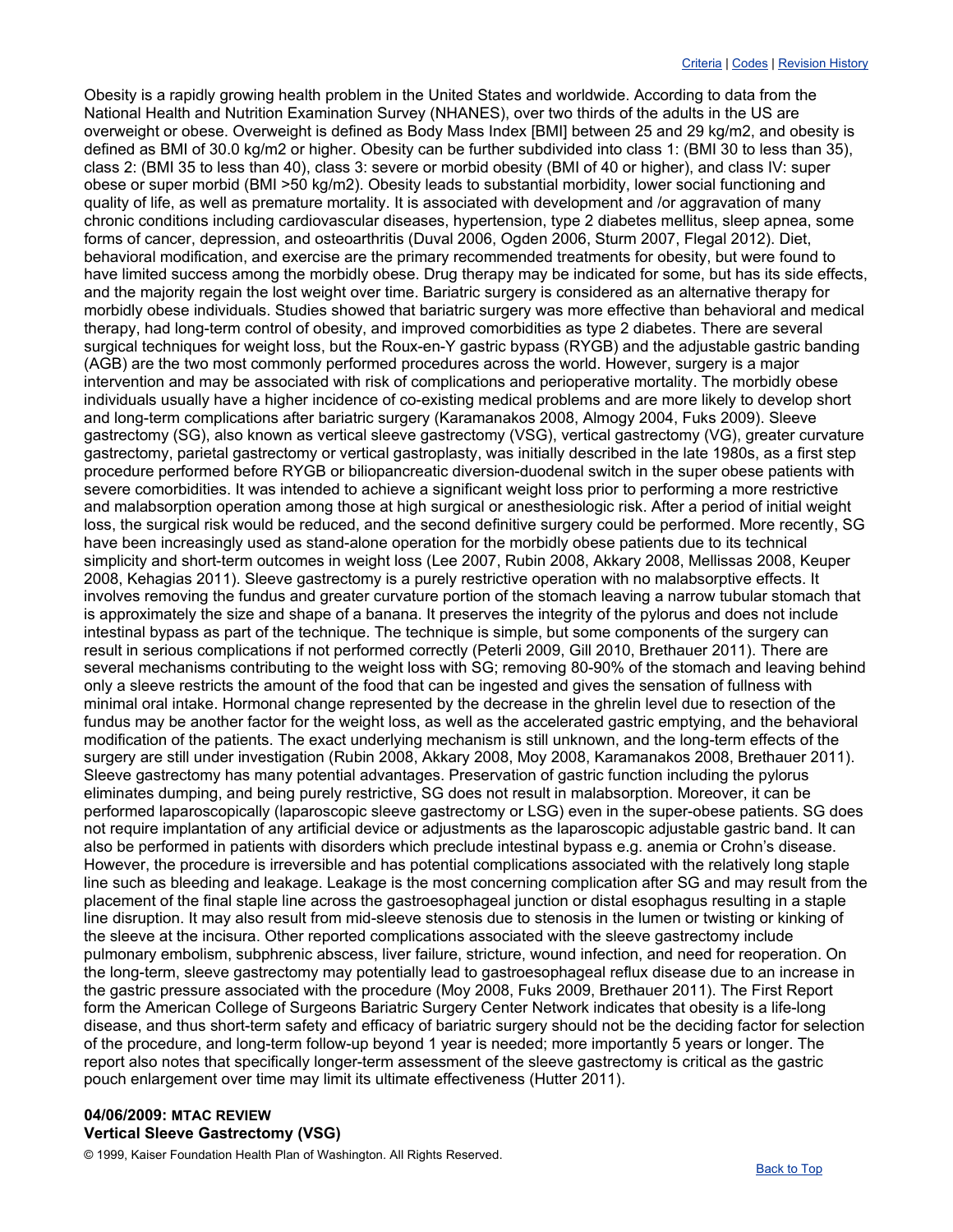Obesity is a rapidly growing health problem in the United States and worldwide. According to data from the National Health and Nutrition Examination Survey (NHANES), over two thirds of the adults in the US are overweight or obese. Overweight is defined as Body Mass Index [BMI] between 25 and 29 kg/m2, and obesity is defined as BMI of 30.0 kg/m2 or higher. Obesity can be further subdivided into class 1: (BMI 30 to less than 35), class 2: (BMI 35 to less than 40), class 3: severe or morbid obesity (BMI of 40 or higher), and class IV: super obese or super morbid (BMI >50 kg/m2). Obesity leads to substantial morbidity, lower social functioning and quality of life, as well as premature mortality. It is associated with development and /or aggravation of many chronic conditions including cardiovascular diseases, hypertension, type 2 diabetes mellitus, sleep apnea, some forms of cancer, depression, and osteoarthritis (Duval 2006, Ogden 2006, Sturm 2007, Flegal 2012). Diet, behavioral modification, and exercise are the primary recommended treatments for obesity, but were found to have limited success among the morbidly obese. Drug therapy may be indicated for some, but has its side effects, and the majority regain the lost weight over time. Bariatric surgery is considered as an alternative therapy for morbidly obese individuals. Studies showed that bariatric surgery was more effective than behavioral and medical therapy, had long-term control of obesity, and improved comorbidities as type 2 diabetes. There are several surgical techniques for weight loss, but the Roux-en-Y gastric bypass (RYGB) and the adjustable gastric banding (AGB) are the two most commonly performed procedures across the world. However, surgery is a major intervention and may be associated with risk of complications and perioperative mortality. The morbidly obese individuals usually have a higher incidence of co-existing medical problems and are more likely to develop short and long-term complications after bariatric surgery (Karamanakos 2008, Almogy 2004, Fuks 2009). Sleeve gastrectomy (SG), also known as vertical sleeve gastrectomy (VSG), vertical gastrectomy (VG), greater curvature gastrectomy, parietal gastrectomy or vertical gastroplasty, was initially described in the late 1980s, as a first step procedure performed before RYGB or biliopancreatic diversion-duodenal switch in the super obese patients with severe comorbidities. It was intended to achieve a significant weight loss prior to performing a more restrictive and malabsorption operation among those at high surgical or anesthesiologic risk. After a period of initial weight loss, the surgical risk would be reduced, and the second definitive surgery could be performed. More recently, SG have been increasingly used as stand-alone operation for the morbidly obese patients due to its technical simplicity and short-term outcomes in weight loss (Lee 2007, Rubin 2008, Akkary 2008, Mellissas 2008, Keuper 2008, Kehagias 2011). Sleeve gastrectomy is a purely restrictive operation with no malabsorptive effects. It involves removing the fundus and greater curvature portion of the stomach leaving a narrow tubular stomach that is approximately the size and shape of a banana. It preserves the integrity of the pylorus and does not include intestinal bypass as part of the technique. The technique is simple, but some components of the surgery can result in serious complications if not performed correctly (Peterli 2009, Gill 2010, Brethauer 2011). There are several mechanisms contributing to the weight loss with SG; removing 80-90% of the stomach and leaving behind only a sleeve restricts the amount of the food that can be ingested and gives the sensation of fullness with minimal oral intake. Hormonal change represented by the decrease in the ghrelin level due to resection of the fundus may be another factor for the weight loss, as well as the accelerated gastric emptying, and the behavioral modification of the patients. The exact underlying mechanism is still unknown, and the long-term effects of the surgery are still under investigation (Rubin 2008, Akkary 2008, Moy 2008, Karamanakos 2008, Brethauer 2011). Sleeve gastrectomy has many potential advantages. Preservation of gastric function including the pylorus eliminates dumping, and being purely restrictive, SG does not result in malabsorption. Moreover, it can be performed laparoscopically (laparoscopic sleeve gastrectomy or LSG) even in the super-obese patients. SG does not require implantation of any artificial device or adjustments as the laparoscopic adjustable gastric band. It can also be performed in patients with disorders which preclude intestinal bypass e.g. anemia or Crohn's disease. However, the procedure is irreversible and has potential complications associated with the relatively long staple line such as bleeding and leakage. Leakage is the most concerning complication after SG and may result from the placement of the final staple line across the gastroesophageal junction or distal esophagus resulting in a staple line disruption. It may also result from mid-sleeve stenosis due to stenosis in the lumen or twisting or kinking of the sleeve at the incisura. Other reported complications associated with the sleeve gastrectomy include pulmonary embolism, subphrenic abscess, liver failure, stricture, wound infection, and need for reoperation. On the long-term, sleeve gastrectomy may potentially lead to gastroesophageal reflux disease due to an increase in the gastric pressure associated with the procedure (Moy 2008, Fuks 2009, Brethauer 2011). The First Report form the American College of Surgeons Bariatric Surgery Center Network indicates that obesity is a life-long disease, and thus short-term safety and efficacy of bariatric surgery should not be the deciding factor for selection of the procedure, and long-term follow-up beyond 1 year is needed; more importantly 5 years or longer. The report also notes that specifically longer-term assessment of the sleeve gastrectomy is critical as the gastric pouch enlargement over time may limit its ultimate effectiveness (Hutter 2011).

**04/06/2009: MTAC REVIEW**
**Vertical Sleeve Gastrectomy (VSG)**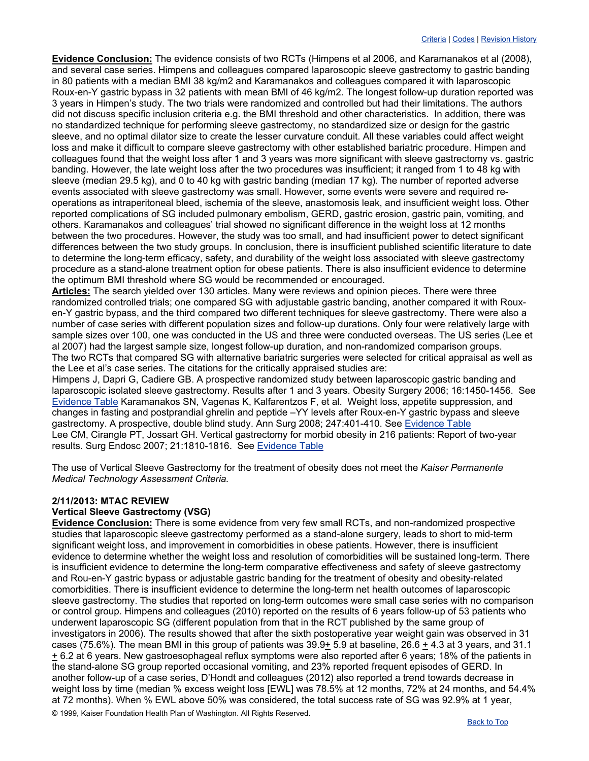**Evidence Conclusion:** The evidence consists of two RCTs (Himpens et al 2006, and Karamanakos et al (2008), and several case series. Himpens and colleagues compared laparoscopic sleeve gastrectomy to gastric banding in 80 patients with a median BMI 38 kg/m2 and Karamanakos and colleagues compared it with laparoscopic Roux-en-Y gastric bypass in 32 patients with mean BMI of 46 kg/m2. The longest follow-up duration reported was 3 years in Himpen's study. The two trials were randomized and controlled but had their limitations. The authors did not discuss specific inclusion criteria e.g. the BMI threshold and other characteristics. In addition, there was no standardized technique for performing sleeve gastrectomy, no standardized size or design for the gastric sleeve, and no optimal dilator size to create the lesser curvature conduit. All these variables could affect weight loss and make it difficult to compare sleeve gastrectomy with other established bariatric procedure. Himpen and colleagues found that the weight loss after 1 and 3 years was more significant with sleeve gastrectomy vs. gastric banding. However, the late weight loss after the two procedures was insufficient; it ranged from 1 to 48 kg with sleeve (median 29.5 kg), and 0 to 40 kg with gastric banding (median 17 kg). The number of reported adverse events associated with sleeve gastrectomy was small. However, some events were severe and required re-operations as intraperitoneal bleed, ischemia of the sleeve, anastomosis leak, and insufficient weight loss. Other reported complications of SG included pulmonary embolism, GERD, gastric erosion, gastric pain, vomiting, and others. Karamanakos and colleagues' trial showed no significant difference in the weight loss at 12 months between the two procedures. However, the study was too small, and had insufficient power to detect significant differences between the two study groups. In conclusion, there is insufficient published scientific literature to date to determine the long-term efficacy, safety, and durability of the weight loss associated with sleeve gastrectomy procedure as a stand-alone treatment option for obese patients. There is also insufficient evidence to determine the optimum BMI threshold where SG would be recommended or encouraged.

**Articles:** The search yielded over 130 articles. Many were reviews and opinion pieces. There were three randomized controlled trials; one compared SG with adjustable gastric banding, another compared it with Roux-en-Y gastric bypass, and the third compared two different techniques for sleeve gastrectomy. There were also a number of case series with different population sizes and follow-up durations. Only four were relatively large with sample sizes over 100, one was conducted in the US and three were conducted overseas. The US series (Lee et al 2007) had the largest sample size, longest follow-up duration, and non-randomized comparison groups. The two RCTs that compared SG with alternative bariatric surgeries were selected for critical appraisal as well as the Lee et al's case series. The citations for the critically appraised studies are:

Himpens J, Dapri G, Cadiere GB. A prospective randomized study between laparoscopic gastric banding and laparoscopic isolated sleeve gastrectomy. Results after 1 and 3 years. Obesity Surgery 2006; 16:1450-1456. See Evidence Table Karamanakos SN, Vagenas K, Kalfarentzos F, et al. Weight loss, appetite suppression, and changes in fasting and postprandial ghrelin and peptide –YY levels after Roux-en-Y gastric bypass and sleeve gastrectomy. A prospective, double blind study. Ann Surg 2008; 247:401-410. See Evidence Table

Lee CM, Cirangle PT, Jossart GH. Vertical gastrectomy for morbid obesity in 216 patients: Report of two-year results. Surg Endosc 2007; 21:1810-1816. See Evidence Table

The use of Vertical Sleeve Gastrectomy for the treatment of obesity does not meet the *Kaiser Permanente Medical Technology Assessment Criteria.*

**2/11/2013: MTAC REVIEW**

**Vertical Sleeve Gastrectomy (VSG)**

**Evidence Conclusion:** There is some evidence from very few small RCTs, and non-randomized prospective studies that laparoscopic sleeve gastrectomy performed as a stand-alone surgery, leads to short to mid-term significant weight loss, and improvement in comorbidities in obese patients. However, there is insufficient evidence to determine whether the weight loss and resolution of comorbidities will be sustained long-term. There is insufficient evidence to determine the long-term comparative effectiveness and safety of sleeve gastrectomy and Rou-en-Y gastric bypass or adjustable gastric banding for the treatment of obesity and obesity-related comorbidities. There is insufficient evidence to determine the long-term net health outcomes of laparoscopic sleeve gastrectomy. The studies that reported on long-term outcomes were small case series with no comparison or control group. Himpens and colleagues (2010) reported on the results of 6 years follow-up of 53 patients who underwent laparoscopic SG (different population from that in the RCT published by the same group of investigators in 2006). The results showed that after the sixth postoperative year weight gain was observed in 31 cases (75.6%). The mean BMI in this group of patients was $39.9 \pm 5.9$ at baseline, $26.6 \pm 4.3$ at 3 years, and $31.1 \pm 6.2$ at 6 years. New gastroesophageal reflux symptoms were also reported after 6 years; 18% of the patients in the stand-alone SG group reported occasional vomiting, and 23% reported frequent episodes of GERD. In another follow-up of a case series, D'Hondt and colleagues (2012) also reported a trend towards decrease in weight loss by time (median % excess weight loss [EWL] was 78.5% at 12 months, 72% at 24 months, and 54.4% at 72 months). When % EWL above 50% was considered, the total success rate of SG was 92.9% at 1 year,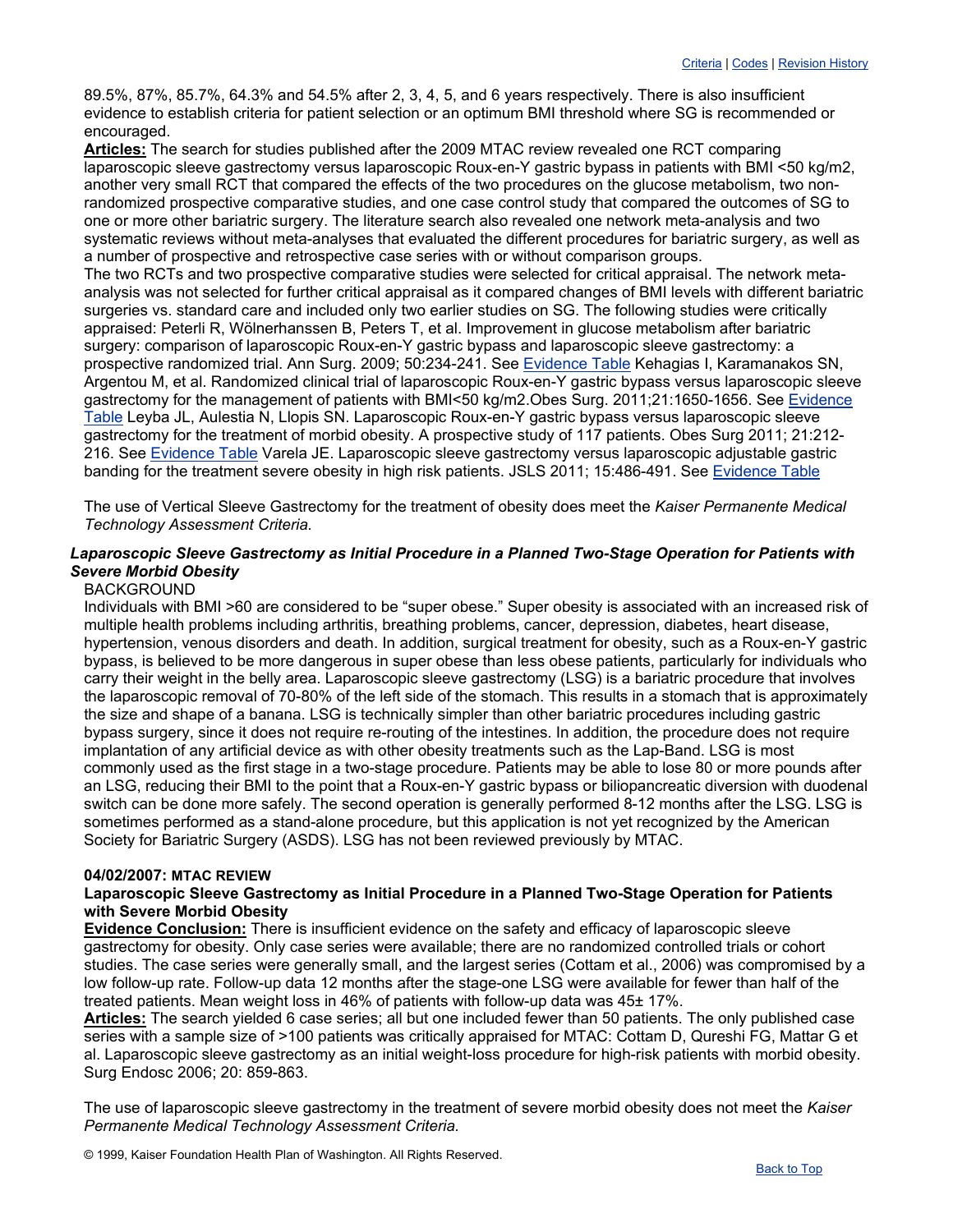89.5%, 87%, 85.7%, 64.3% and 54.5% after 2, 3, 4, 5, and 6 years respectively. There is also insufficient evidence to establish criteria for patient selection or an optimum BMI threshold where SG is recommended or encouraged.

**Articles:** The search for studies published after the 2009 MTAC review revealed one RCT comparing laparoscopic sleeve gastrectomy versus laparoscopic Roux-en-Y gastric bypass in patients with BMI <50 kg/m2, another very small RCT that compared the effects of the two procedures on the glucose metabolism, two non-randomized prospective comparative studies, and one case control study that compared the outcomes of SG to one or more other bariatric surgery. The literature search also revealed one network meta-analysis and two systematic reviews without meta-analyses that evaluated the different procedures for bariatric surgery, as well as a number of prospective and retrospective case series with or without comparison groups.

The two RCTs and two prospective comparative studies were selected for critical appraisal. The network meta-analysis was not selected for further critical appraisal as it compared changes of BMI levels with different bariatric surgeries vs. standard care and included only two earlier studies on SG. The following studies were critically appraised: Peterli R, Wölnerhanssen B, Peters T, et al. Improvement in glucose metabolism after bariatric surgery: comparison of laparoscopic Roux-en-Y gastric bypass and laparoscopic sleeve gastrectomy: a prospective randomized trial. Ann Surg. 2009; 50:234-241. See Evidence Table Kehagias I, Karamanakos SN, Argentou M, et al. Randomized clinical trial of laparoscopic Roux-en-Y gastric bypass versus laparoscopic sleeve gastrectomy for the management of patients with BMI<50 kg/m2.Obes Surg. 2011;21:1650-1656. See Evidence Table Leyba JL, Aulestia N, Llopis SN. Laparoscopic Roux-en-Y gastric bypass versus laparoscopic sleeve gastrectomy for the treatment of morbid obesity. A prospective study of 117 patients. Obes Surg 2011; 21:212-216. See Evidence Table Varela JE. Laparoscopic sleeve gastrectomy versus laparoscopic adjustable gastric banding for the treatment severe obesity in high risk patients. JSLS 2011; 15:486-491. See Evidence Table

The use of Vertical Sleeve Gastrectomy for the treatment of obesity does meet the *Kaiser Permanente Medical Technology Assessment Criteria.*

### *Laparoscopic Sleeve Gastrectomy as Initial Procedure in a Planned Two-Stage Operation for Patients with Severe Morbid Obesity*

BACKGROUND

Individuals with BMI >60 are considered to be "super obese." Super obesity is associated with an increased risk of multiple health problems including arthritis, breathing problems, cancer, depression, diabetes, heart disease, hypertension, venous disorders and death. In addition, surgical treatment for obesity, such as a Roux-en-Y gastric bypass, is believed to be more dangerous in super obese than less obese patients, particularly for individuals who carry their weight in the belly area. Laparoscopic sleeve gastrectomy (LSG) is a bariatric procedure that involves the laparoscopic removal of 70-80% of the left side of the stomach. This results in a stomach that is approximately the size and shape of a banana. LSG is technically simpler than other bariatric procedures including gastric bypass surgery, since it does not require re-routing of the intestines. In addition, the procedure does not require implantation of any artificial device as with other obesity treatments such as the Lap-Band. LSG is most commonly used as the first stage in a two-stage procedure. Patients may be able to lose 80 or more pounds after an LSG, reducing their BMI to the point that a Roux-en-Y gastric bypass or biliopancreatic diversion with duodenal switch can be done more safely. The second operation is generally performed 8-12 months after the LSG. LSG is sometimes performed as a stand-alone procedure, but this application is not yet recognized by the American Society for Bariatric Surgery (ASDS). LSG has not been reviewed previously by MTAC.

#### **04/02/2007: MTAC REVIEW**

**Laparoscopic Sleeve Gastrectomy as Initial Procedure in a Planned Two-Stage Operation for Patients with Severe Morbid Obesity**

**Evidence Conclusion:** There is insufficient evidence on the safety and efficacy of laparoscopic sleeve gastrectomy for obesity. Only case series were available; there are no randomized controlled trials or cohort studies. The case series were generally small, and the largest series (Cottam et al., 2006) was compromised by a low follow-up rate. Follow-up data 12 months after the stage-one LSG were available for fewer than half of the treated patients. Mean weight loss in 46% of patients with follow-up data was 45± 17%.

**Articles:** The search yielded 6 case series; all but one included fewer than 50 patients. The only published case series with a sample size of >100 patients was critically appraised for MTAC: Cottam D, Qureshi FG, Mattar G et al. Laparoscopic sleeve gastrectomy as an initial weight-loss procedure for high-risk patients with morbid obesity. Surg Endosc 2006; 20: 859-863.

The use of laparoscopic sleeve gastrectomy in the treatment of severe morbid obesity does not meet the *Kaiser Permanente Medical Technology Assessment Criteria.*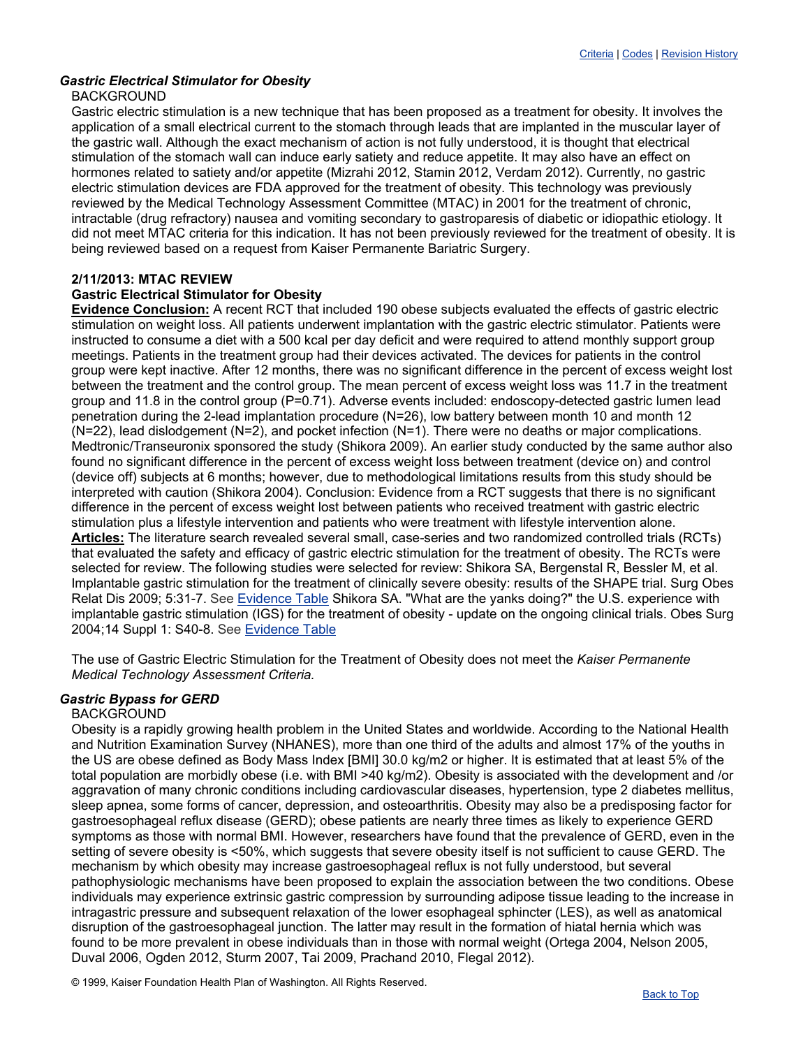Criteria | Codes | Revision History

### *Gastric Electrical Stimulator for Obesity*

BACKGROUND

Gastric electric stimulation is a new technique that has been proposed as a treatment for obesity. It involves the application of a small electrical current to the stomach through leads that are implanted in the muscular layer of the gastric wall. Although the exact mechanism of action is not fully understood, it is thought that electrical stimulation of the stomach wall can induce early satiety and reduce appetite. It may also have an effect on hormones related to satiety and/or appetite (Mizrahi 2012, Stamin 2012, Verdam 2012). Currently, no gastric electric stimulation devices are FDA approved for the treatment of obesity. This technology was previously reviewed by the Medical Technology Assessment Committee (MTAC) in 2001 for the treatment of chronic, intractable (drug refractory) nausea and vomiting secondary to gastroparesis of diabetic or idiopathic etiology. It did not meet MTAC criteria for this indication. It has not been previously reviewed for the treatment of obesity. It is being reviewed based on a request from Kaiser Permanente Bariatric Surgery.

**2/11/2013: MTAC REVIEW**

**Gastric Electrical Stimulator for Obesity**

**Evidence Conclusion:** A recent RCT that included 190 obese subjects evaluated the effects of gastric electric stimulation on weight loss. All patients underwent implantation with the gastric electric stimulator. Patients were instructed to consume a diet with a 500 kcal per day deficit and were required to attend monthly support group meetings. Patients in the treatment group had their devices activated. The devices for patients in the control group were kept inactive. After 12 months, there was no significant difference in the percent of excess weight lost between the treatment and the control group. The mean percent of excess weight loss was 11.7 in the treatment group and 11.8 in the control group (P=0.71). Adverse events included: endoscopy-detected gastric lumen lead penetration during the 2-lead implantation procedure (N=26), low battery between month 10 and month 12 (N=22), lead dislodgement (N=2), and pocket infection (N=1). There were no deaths or major complications. Medtronic/Transeuronix sponsored the study (Shikora 2009). An earlier study conducted by the same author also found no significant difference in the percent of excess weight loss between treatment (device on) and control (device off) subjects at 6 months; however, due to methodological limitations results from this study should be interpreted with caution (Shikora 2004). Conclusion: Evidence from a RCT suggests that there is no significant difference in the percent of excess weight lost between patients who received treatment with gastric electric stimulation plus a lifestyle intervention and patients who were treatment with lifestyle intervention alone.

**Articles:** The literature search revealed several small, case-series and two randomized controlled trials (RCTs) that evaluated the safety and efficacy of gastric electric stimulation for the treatment of obesity. The RCTs were selected for review. The following studies were selected for review: Shikora SA, Bergenstal R, Bessler M, et al. Implantable gastric stimulation for the treatment of clinically severe obesity: results of the SHAPE trial. Surg Obes Relat Dis 2009; 5:31-7. See Evidence Table Shikora SA. "What are the yanks doing?" the U.S. experience with implantable gastric stimulation (IGS) for the treatment of obesity - update on the ongoing clinical trials. Obes Surg 2004;14 Suppl 1: S40-8. See Evidence Table

The use of Gastric Electric Stimulation for the Treatment of Obesity does not meet the *Kaiser Permanente Medical Technology Assessment Criteria.*

### *Gastric Bypass for GERD*

BACKGROUND

Obesity is a rapidly growing health problem in the United States and worldwide. According to the National Health and Nutrition Examination Survey (NHANES), more than one third of the adults and almost 17% of the youths in the US are obese defined as Body Mass Index [BMI] 30.0 kg/m2 or higher. It is estimated that at least 5% of the total population are morbidly obese (i.e. with BMI >40 kg/m2). Obesity is associated with the development and /or aggravation of many chronic conditions including cardiovascular diseases, hypertension, type 2 diabetes mellitus, sleep apnea, some forms of cancer, depression, and osteoarthritis. Obesity may also be a predisposing factor for gastroesophageal reflux disease (GERD); obese patients are nearly three times as likely to experience GERD symptoms as those with normal BMI. However, researchers have found that the prevalence of GERD, even in the setting of severe obesity is <50%, which suggests that severe obesity itself is not sufficient to cause GERD. The mechanism by which obesity may increase gastroesophageal reflux is not fully understood, but several pathophysiologic mechanisms have been proposed to explain the association between the two conditions. Obese individuals may experience extrinsic gastric compression by surrounding adipose tissue leading to the increase in intragastric pressure and subsequent relaxation of the lower esophageal sphincter (LES), as well as anatomical disruption of the gastroesophageal junction. The latter may result in the formation of hiatal hernia which was found to be more prevalent in obese individuals than in those with normal weight (Ortega 2004, Nelson 2005, Duval 2006, Ogden 2012, Sturm 2007, Tai 2009, Prachand 2010, Flegal 2012).

© 1999, Kaiser Foundation Health Plan of Washington. All Rights Reserved.

Back to Top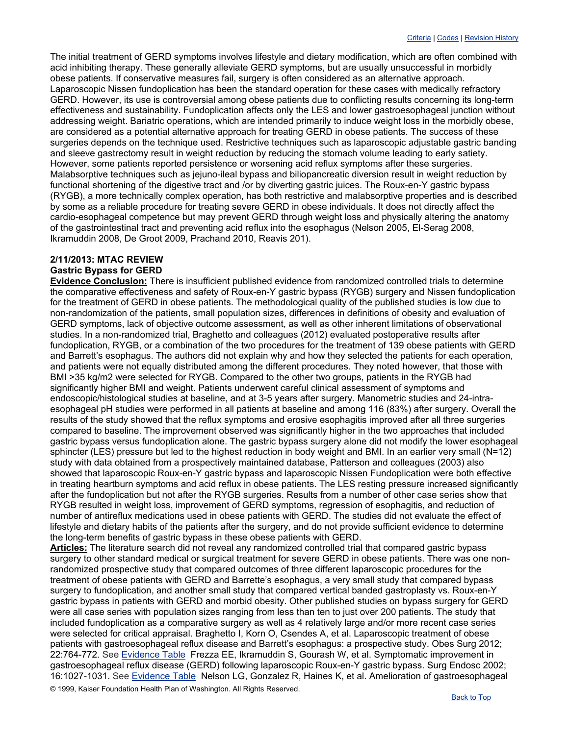The initial treatment of GERD symptoms involves lifestyle and dietary modification, which are often combined with acid inhibiting therapy. These generally alleviate GERD symptoms, but are usually unsuccessful in morbidly obese patients. If conservative measures fail, surgery is often considered as an alternative approach. Laparoscopic Nissen fundoplication has been the standard operation for these cases with medically refractory GERD. However, its use is controversial among obese patients due to conflicting results concerning its long-term effectiveness and sustainability. Fundoplication affects only the LES and lower gastroesophageal junction without addressing weight. Bariatric operations, which are intended primarily to induce weight loss in the morbidly obese, are considered as a potential alternative approach for treating GERD in obese patients. The success of these surgeries depends on the technique used. Restrictive techniques such as laparoscopic adjustable gastric banding and sleeve gastrectomy result in weight reduction by reducing the stomach volume leading to early satiety. However, some patients reported persistence or worsening acid reflux symptoms after these surgeries. Malabsorptive techniques such as jejuno-ileal bypass and biliopancreatic diversion result in weight reduction by functional shortening of the digestive tract and /or by diverting gastric juices. The Roux-en-Y gastric bypass (RYGB), a more technically complex operation, has both restrictive and malabsorptive properties and is described by some as a reliable procedure for treating severe GERD in obese individuals. It does not directly affect the cardio-esophageal competence but may prevent GERD through weight loss and physically altering the anatomy of the gastrointestinal tract and preventing acid reflux into the esophagus (Nelson 2005, El-Serag 2008, Ikramuddin 2008, De Groot 2009, Prachand 2010, Reavis 201).

**2/11/2013: MTAC REVIEW**
**Gastric Bypass for GERD**

**Evidence Conclusion:** There is insufficient published evidence from randomized controlled trials to determine the comparative effectiveness and safety of Roux-en-Y gastric bypass (RYGB) surgery and Nissen fundoplication for the treatment of GERD in obese patients. The methodological quality of the published studies is low due to non-randomization of the patients, small population sizes, differences in definitions of obesity and evaluation of GERD symptoms, lack of objective outcome assessment, as well as other inherent limitations of observational studies. In a non-randomized trial, Braghetto and colleagues (2012) evaluated postoperative results after fundoplication, RYGB, or a combination of the two procedures for the treatment of 139 obese patients with GERD and Barrett's esophagus. The authors did not explain why and how they selected the patients for each operation, and patients were not equally distributed among the different procedures. They noted however, that those with BMI >35 kg/m2 were selected for RYGB. Compared to the other two groups, patients in the RYGB had significantly higher BMI and weight. Patients underwent careful clinical assessment of symptoms and endoscopic/histological studies at baseline, and at 3-5 years after surgery. Manometric studies and 24-intra-esophageal pH studies were performed in all patients at baseline and among 116 (83%) after surgery. Overall the results of the study showed that the reflux symptoms and erosive esophagitis improved after all three surgeries compared to baseline. The improvement observed was significantly higher in the two approaches that included gastric bypass versus fundoplication alone. The gastric bypass surgery alone did not modify the lower esophageal sphincter (LES) pressure but led to the highest reduction in body weight and BMI. In an earlier very small (N=12) study with data obtained from a prospectively maintained database, Patterson and colleagues (2003) also showed that laparoscopic Roux-en-Y gastric bypass and laparoscopic Nissen Fundoplication were both effective in treating heartburn symptoms and acid reflux in obese patients. The LES resting pressure increased significantly after the fundoplication but not after the RYGB surgeries. Results from a number of other case series show that RYGB resulted in weight loss, improvement of GERD symptoms, regression of esophagitis, and reduction of number of antireflux medications used in obese patients with GERD. The studies did not evaluate the effect of lifestyle and dietary habits of the patients after the surgery, and do not provide sufficient evidence to determine the long-term benefits of gastric bypass in these obese patients with GERD.

**Articles:** The literature search did not reveal any randomized controlled trial that compared gastric bypass surgery to other standard medical or surgical treatment for severe GERD in obese patients. There was one non-randomized prospective study that compared outcomes of three different laparoscopic procedures for the treatment of obese patients with GERD and Barrette's esophagus, a very small study that compared bypass surgery to fundoplication, and another small study that compared vertical banded gastroplasty vs. Roux-en-Y gastric bypass in patients with GERD and morbid obesity. Other published studies on bypass surgery for GERD were all case series with population sizes ranging from less than ten to just over 200 patients. The study that included fundoplication as a comparative surgery as well as 4 relatively large and/or more recent case series were selected for critical appraisal. Braghetto I, Korn O, Csendes A, et al. Laparoscopic treatment of obese patients with gastroesophageal reflux disease and Barrett's esophagus: a prospective study. Obes Surg 2012; 22:764-772. See Evidence Table Frezza EE, Ikramuddin S, Gourash W, et al. Symptomatic improvement in gastroesophageal reflux disease (GERD) following laparoscopic Roux-en-Y gastric bypass. Surg Endosc 2002; 16:1027-1031. See Evidence Table Nelson LG, Gonzalez R, Haines K, et al. Amelioration of gastroesophageal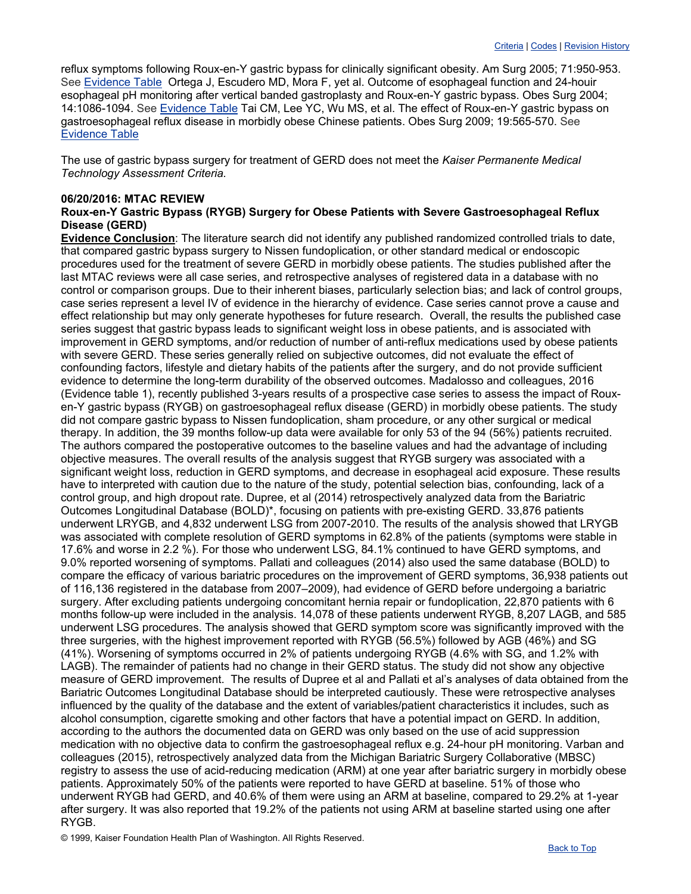reflux symptoms following Roux-en-Y gastric bypass for clinically significant obesity. Am Surg 2005; 71:950-953. See Evidence Table Ortega J, Escudero MD, Mora F, yet al. Outcome of esophageal function and 24-houir esophageal pH monitoring after vertical banded gastroplasty and Roux-en-Y gastric bypass. Obes Surg 2004; 14:1086-1094. See Evidence Table Tai CM, Lee YC, Wu MS, et al. The effect of Roux-en-Y gastric bypass on gastroesophageal reflux disease in morbidly obese Chinese patients. Obes Surg 2009; 19:565-570. See Evidence Table

The use of gastric bypass surgery for treatment of GERD does not meet the *Kaiser Permanente Medical Technology Assessment Criteria.*

**06/20/2016: MTAC REVIEW**

**Roux-en-Y Gastric Bypass (RYGB) Surgery for Obese Patients with Severe Gastroesophageal Reflux Disease (GERD)**

**Evidence Conclusion**: The literature search did not identify any published randomized controlled trials to date, that compared gastric bypass surgery to Nissen fundoplication, or other standard medical or endoscopic procedures used for the treatment of severe GERD in morbidly obese patients. The studies published after the last MTAC reviews were all case series, and retrospective analyses of registered data in a database with no control or comparison groups. Due to their inherent biases, particularly selection bias; and lack of control groups, case series represent a level IV of evidence in the hierarchy of evidence. Case series cannot prove a cause and effect relationship but may only generate hypotheses for future research. Overall, the results the published case series suggest that gastric bypass leads to significant weight loss in obese patients, and is associated with improvement in GERD symptoms, and/or reduction of number of anti-reflux medications used by obese patients with severe GERD. These series generally relied on subjective outcomes, did not evaluate the effect of confounding factors, lifestyle and dietary habits of the patients after the surgery, and do not provide sufficient evidence to determine the long-term durability of the observed outcomes. Madalosso and colleagues, 2016 (Evidence table 1), recently published 3-years results of a prospective case series to assess the impact of Roux-en-Y gastric bypass (RYGB) on gastroesophageal reflux disease (GERD) in morbidly obese patients. The study did not compare gastric bypass to Nissen fundoplication, sham procedure, or any other surgical or medical therapy. In addition, the 39 months follow-up data were available for only 53 of the 94 (56%) patients recruited. The authors compared the postoperative outcomes to the baseline values and had the advantage of including objective measures. The overall results of the analysis suggest that RYGB surgery was associated with a significant weight loss, reduction in GERD symptoms, and decrease in esophageal acid exposure. These results have to interpreted with caution due to the nature of the study, potential selection bias, confounding, lack of a control group, and high dropout rate. Dupree, et al (2014) retrospectively analyzed data from the Bariatric Outcomes Longitudinal Database (BOLD)*, focusing on patients with pre-existing GERD. 33,876 patients underwent LRYGB, and 4,832 underwent LSG from 2007-2010. The results of the analysis showed that LRYGB was associated with complete resolution of GERD symptoms in 62.8% of the patients (symptoms were stable in 17.6% and worse in 2.2 %). For those who underwent LSG, 84.1% continued to have GERD symptoms, and 9.0% reported worsening of symptoms. Pallati and colleagues (2014) also used the same database (BOLD) to compare the efficacy of various bariatric procedures on the improvement of GERD symptoms, 36,938 patients out of 116,136 registered in the database from 2007–2009), had evidence of GERD before undergoing a bariatric surgery. After excluding patients undergoing concomitant hernia repair or fundoplication, 22,870 patients with 6 months follow-up were included in the analysis. 14,078 of these patients underwent RYGB, 8,207 LAGB, and 585 underwent LSG procedures. The analysis showed that GERD symptom score was significantly improved with the three surgeries, with the highest improvement reported with RYGB (56.5%) followed by AGB (46%) and SG (41%). Worsening of symptoms occurred in 2% of patients undergoing RYGB (4.6% with SG, and 1.2% with LAGB). The remainder of patients had no change in their GERD status. The study did not show any objective measure of GERD improvement. The results of Dupree et al and Pallati et al's analyses of data obtained from the Bariatric Outcomes Longitudinal Database should be interpreted cautiously. These were retrospective analyses influenced by the quality of the database and the extent of variables/patient characteristics it includes, such as alcohol consumption, cigarette smoking and other factors that have a potential impact on GERD. In addition, according to the authors the documented data on GERD was only based on the use of acid suppression medication with no objective data to confirm the gastroesophageal reflux e.g. 24-hour pH monitoring. Varban and colleagues (2015), retrospectively analyzed data from the Michigan Bariatric Surgery Collaborative (MBSC) registry to assess the use of acid-reducing medication (ARM) at one year after bariatric surgery in morbidly obese patients. Approximately 50% of the patients were reported to have GERD at baseline. 51% of those who underwent RYGB had GERD, and 40.6% of them were using an ARM at baseline, compared to 29.2% at 1-year after surgery. It was also reported that 19.2% of the patients not using ARM at baseline started using one after RYGB.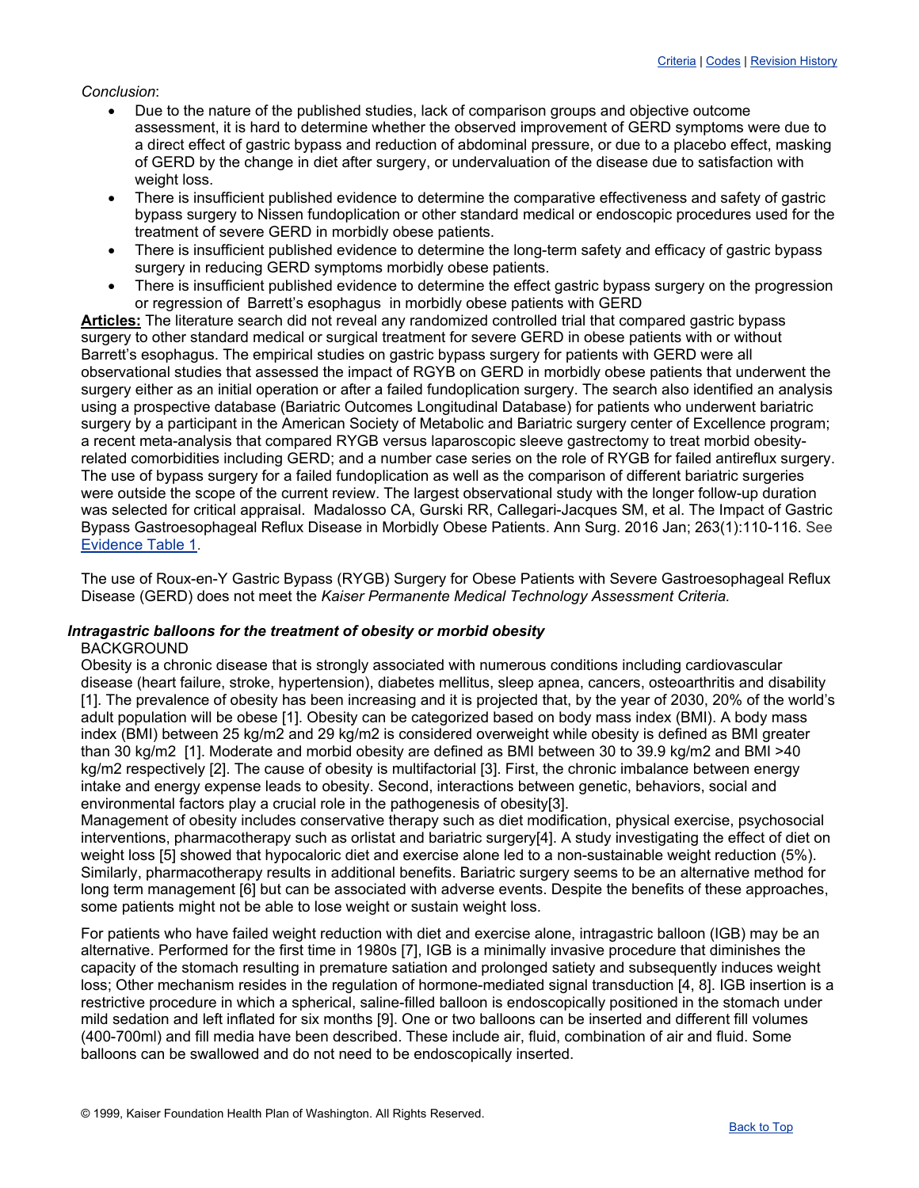*Conclusion*:

- Due to the nature of the published studies, lack of comparison groups and objective outcome assessment, it is hard to determine whether the observed improvement of GERD symptoms were due to a direct effect of gastric bypass and reduction of abdominal pressure, or due to a placebo effect, masking of GERD by the change in diet after surgery, or undervaluation of the disease due to satisfaction with weight loss.
- There is insufficient published evidence to determine the comparative effectiveness and safety of gastric bypass surgery to Nissen fundoplication or other standard medical or endoscopic procedures used for the treatment of severe GERD in morbidly obese patients.
- There is insufficient published evidence to determine the long-term safety and efficacy of gastric bypass surgery in reducing GERD symptoms morbidly obese patients.
- There is insufficient published evidence to determine the effect gastric bypass surgery on the progression or regression of Barrett's esophagus in morbidly obese patients with GERD

**Articles:** The literature search did not reveal any randomized controlled trial that compared gastric bypass surgery to other standard medical or surgical treatment for severe GERD in obese patients with or without Barrett's esophagus. The empirical studies on gastric bypass surgery for patients with GERD were all observational studies that assessed the impact of RGYB on GERD in morbidly obese patients that underwent the surgery either as an initial operation or after a failed fundoplication surgery. The search also identified an analysis using a prospective database (Bariatric Outcomes Longitudinal Database) for patients who underwent bariatric surgery by a participant in the American Society of Metabolic and Bariatric surgery center of Excellence program; a recent meta-analysis that compared RYGB versus laparoscopic sleeve gastrectomy to treat morbid obesity-related comorbidities including GERD; and a number case series on the role of RYGB for failed antireflux surgery. The use of bypass surgery for a failed fundoplication as well as the comparison of different bariatric surgeries were outside the scope of the current review. The largest observational study with the longer follow-up duration was selected for critical appraisal. Madalosso CA, Gurski RR, Callegari-Jacques SM, et al. The Impact of Gastric Bypass Gastroesophageal Reflux Disease in Morbidly Obese Patients. Ann Surg. 2016 Jan; 263(1):110-116. See Evidence Table 1.

The use of Roux-en-Y Gastric Bypass (RYGB) Surgery for Obese Patients with Severe Gastroesophageal Reflux Disease (GERD) does not meet the *Kaiser Permanente Medical Technology Assessment Criteria.*

***Intragastric balloons for the treatment of obesity or morbid obesity***

BACKGROUND

Obesity is a chronic disease that is strongly associated with numerous conditions including cardiovascular disease (heart failure, stroke, hypertension), diabetes mellitus, sleep apnea, cancers, osteoarthritis and disability [1]. The prevalence of obesity has been increasing and it is projected that, by the year of 2030, 20% of the world's adult population will be obese [1]. Obesity can be categorized based on body mass index (BMI). A body mass index (BMI) between 25 kg/m2 and 29 kg/m2 is considered overweight while obesity is defined as BMI greater than 30 kg/m2 [1]. Moderate and morbid obesity are defined as BMI between 30 to 39.9 kg/m2 and BMI >40 kg/m2 respectively [2]. The cause of obesity is multifactorial [3]. First, the chronic imbalance between energy intake and energy expense leads to obesity. Second, interactions between genetic, behaviors, social and environmental factors play a crucial role in the pathogenesis of obesity[3].

Management of obesity includes conservative therapy such as diet modification, physical exercise, psychosocial interventions, pharmacotherapy such as orlistat and bariatric surgery[4]. A study investigating the effect of diet on weight loss [5] showed that hypocaloric diet and exercise alone led to a non-sustainable weight reduction (5%). Similarly, pharmacotherapy results in additional benefits. Bariatric surgery seems to be an alternative method for long term management [6] but can be associated with adverse events. Despite the benefits of these approaches, some patients might not be able to lose weight or sustain weight loss.

For patients who have failed weight reduction with diet and exercise alone, intragastric balloon (IGB) may be an alternative. Performed for the first time in 1980s [7], IGB is a minimally invasive procedure that diminishes the capacity of the stomach resulting in premature satiation and prolonged satiety and subsequently induces weight loss; Other mechanism resides in the regulation of hormone-mediated signal transduction [4, 8]. IGB insertion is a restrictive procedure in which a spherical, saline-filled balloon is endoscopically positioned in the stomach under mild sedation and left inflated for six months [9]. One or two balloons can be inserted and different fill volumes (400-700ml) and fill media have been described. These include air, fluid, combination of air and fluid. Some balloons can be swallowed and do not need to be endoscopically inserted.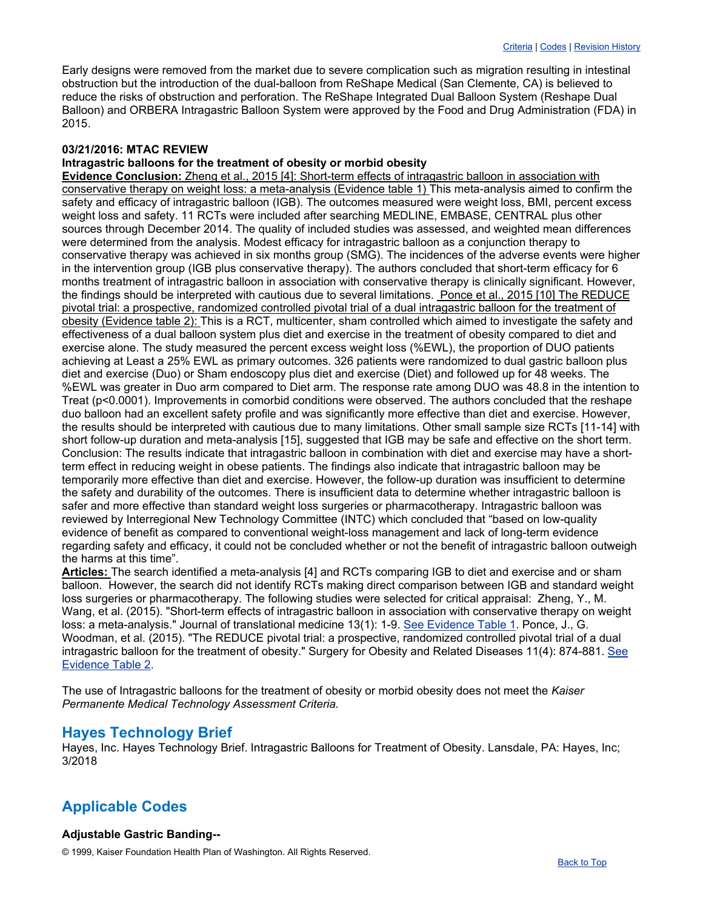Early designs were removed from the market due to severe complication such as migration resulting in intestinal obstruction but the introduction of the dual-balloon from ReShape Medical (San Clemente, CA) is believed to reduce the risks of obstruction and perforation. The ReShape Integrated Dual Balloon System (Reshape Dual Balloon) and ORBERA Intragastric Balloon System were approved by the Food and Drug Administration (FDA) in 2015.

**03/21/2016: MTAC REVIEW**
**Intragastric balloons for the treatment of obesity or morbid obesity**
**Evidence Conclusion:** Zheng et al., 2015 [4]: Short-term effects of intragastric balloon in association with conservative therapy on weight loss: a meta-analysis (Evidence table 1) This meta-analysis aimed to confirm the safety and efficacy of intragastric balloon (IGB). The outcomes measured were weight loss, BMI, percent excess weight loss and safety. 11 RCTs were included after searching MEDLINE, EMBASE, CENTRAL plus other sources through December 2014. The quality of included studies was assessed, and weighted mean differences were determined from the analysis. Modest efficacy for intragastric balloon as a conjunction therapy to conservative therapy was achieved in six months group (SMG). The incidences of the adverse events were higher in the intervention group (IGB plus conservative therapy). The authors concluded that short-term efficacy for 6 months treatment of intragastric balloon in association with conservative therapy is clinically significant. However, the findings should be interpreted with cautious due to several limitations. Ponce et al., 2015 [10] The REDUCE pivotal trial: a prospective, randomized controlled pivotal trial of a dual intragastric balloon for the treatment of obesity (Evidence table 2): This is a RCT, multicenter, sham controlled which aimed to investigate the safety and effectiveness of a dual balloon system plus diet and exercise in the treatment of obesity compared to diet and exercise alone. The study measured the percent excess weight loss (%EWL), the proportion of DUO patients achieving at Least a 25% EWL as primary outcomes. 326 patients were randomized to dual gastric balloon plus diet and exercise (Duo) or Sham endoscopy plus diet and exercise (Diet) and followed up for 48 weeks. The %EWL was greater in Duo arm compared to Diet arm. The response rate among DUO was 48.8 in the intention to Treat ($p<0.0001$). Improvements in comorbid conditions were observed. The authors concluded that the reshape duo balloon had an excellent safety profile and was significantly more effective than diet and exercise. However, the results should be interpreted with cautious due to many limitations. Other small sample size RCTs [11-14] with short follow-up duration and meta-analysis [15], suggested that IGB may be safe and effective on the short term. Conclusion: The results indicate that intragastric balloon in combination with diet and exercise may have a short-term effect in reducing weight in obese patients. The findings also indicate that intragastric balloon may be temporarily more effective than diet and exercise. However, the follow-up duration was insufficient to determine the safety and durability of the outcomes. There is insufficient data to determine whether intragastric balloon is safer and more effective than standard weight loss surgeries or pharmacotherapy. Intragastric balloon was reviewed by Interregional New Technology Committee (INTC) which concluded that "based on low-quality evidence of benefit as compared to conventional weight-loss management and lack of long-term evidence regarding safety and efficacy, it could not be concluded whether or not the benefit of intragastric balloon outweigh the harms at this time".
**Articles:** The search identified a meta-analysis [4] and RCTs comparing IGB to diet and exercise and or sham balloon. However, the search did not identify RCTs making direct comparison between IGB and standard weight loss surgeries or pharmacotherapy. The following studies were selected for critical appraisal: Zheng, Y., M. Wang, et al. (2015). "Short-term effects of intragastric balloon in association with conservative therapy on weight loss: a meta-analysis." Journal of translational medicine 13(1): 1-9. See Evidence Table 1. Ponce, J., G. Woodman, et al. (2015). "The REDUCE pivotal trial: a prospective, randomized controlled pivotal trial of a dual intragastric balloon for the treatment of obesity." Surgery for Obesity and Related Diseases 11(4): 874-881. See Evidence Table 2.

The use of Intragastric balloons for the treatment of obesity or morbid obesity does not meet the *Kaiser Permanente Medical Technology Assessment Criteria.*

## Hayes Technology Brief

Hayes, Inc. Hayes Technology Brief. Intragastric Balloons for Treatment of Obesity. Lansdale, PA: Hayes, Inc; 3/2018

## Applicable Codes

**Adjustable Gastric Banding--**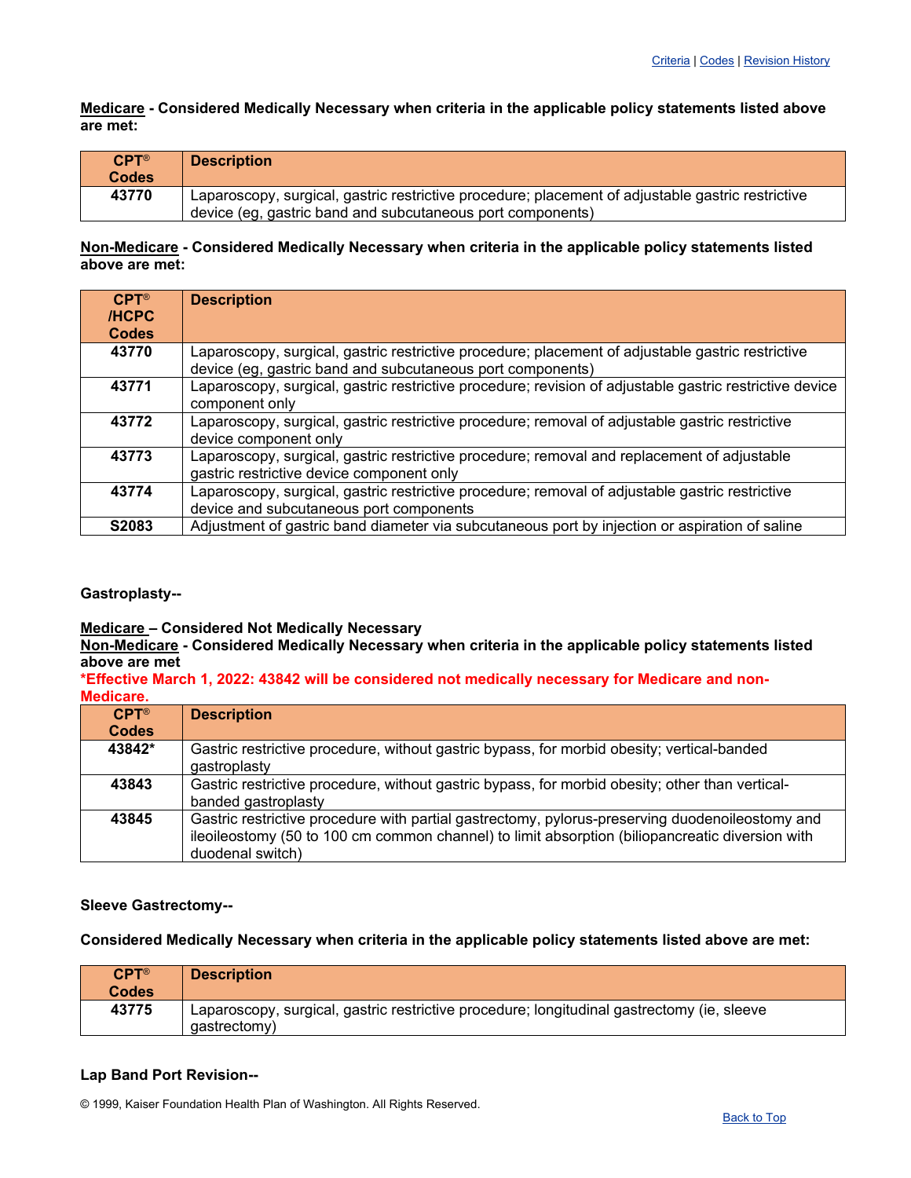Criteria | Codes | Revision History

**Medicare - Considered Medically Necessary when criteria in the applicable policy statements listed above are met:**

| CPT® Codes | Description |
|---|---|
| 43770 | Laparoscopy, surgical, gastric restrictive procedure; placement of adjustable gastric restrictive device (eg, gastric band and subcutaneous port components) |

**Non-Medicare - Considered Medically Necessary when criteria in the applicable policy statements listed above are met:**

| CPT® /HCPC Codes | Description |
|---|---|
| 43770 | Laparoscopy, surgical, gastric restrictive procedure; placement of adjustable gastric restrictive device (eg, gastric band and subcutaneous port components) |
| 43771 | Laparoscopy, surgical, gastric restrictive procedure; revision of adjustable gastric restrictive device component only |
| 43772 | Laparoscopy, surgical, gastric restrictive procedure; removal of adjustable gastric restrictive device component only |
| 43773 | Laparoscopy, surgical, gastric restrictive procedure; removal and replacement of adjustable gastric restrictive device component only |
| 43774 | Laparoscopy, surgical, gastric restrictive procedure; removal of adjustable gastric restrictive device and subcutaneous port components |
| S2083 | Adjustment of gastric band diameter via subcutaneous port by injection or aspiration of saline |

**Gastroplasty--**

**Medicare – Considered Not Medically Necessary**
**Non-Medicare - Considered Medically Necessary when criteria in the applicable policy statements listed above are met**
***Effective March 1, 2022: 43842 will be considered not medically necessary for Medicare and non-Medicare.**

| CPT® Codes | Description |
|---|---|
| 43842* | Gastric restrictive procedure, without gastric bypass, for morbid obesity; vertical-banded gastroplasty |
| 43843 | Gastric restrictive procedure, without gastric bypass, for morbid obesity; other than vertical-banded gastroplasty |
| 43845 | Gastric restrictive procedure with partial gastrectomy, pylorus-preserving duodenoileostomy and ileoileostomy (50 to 100 cm common channel) to limit absorption (biliopancreatic diversion with duodenal switch) |

**Sleeve Gastrectomy--**

**Considered Medically Necessary when criteria in the applicable policy statements listed above are met:**

| CPT® Codes | Description |
|---|---|
| 43775 | Laparoscopy, surgical, gastric restrictive procedure; longitudinal gastrectomy (ie, sleeve gastrectomy) |

**Lap Band Port Revision--**

© 1999, Kaiser Foundation Health Plan of Washington. All Rights Reserved.

Back to Top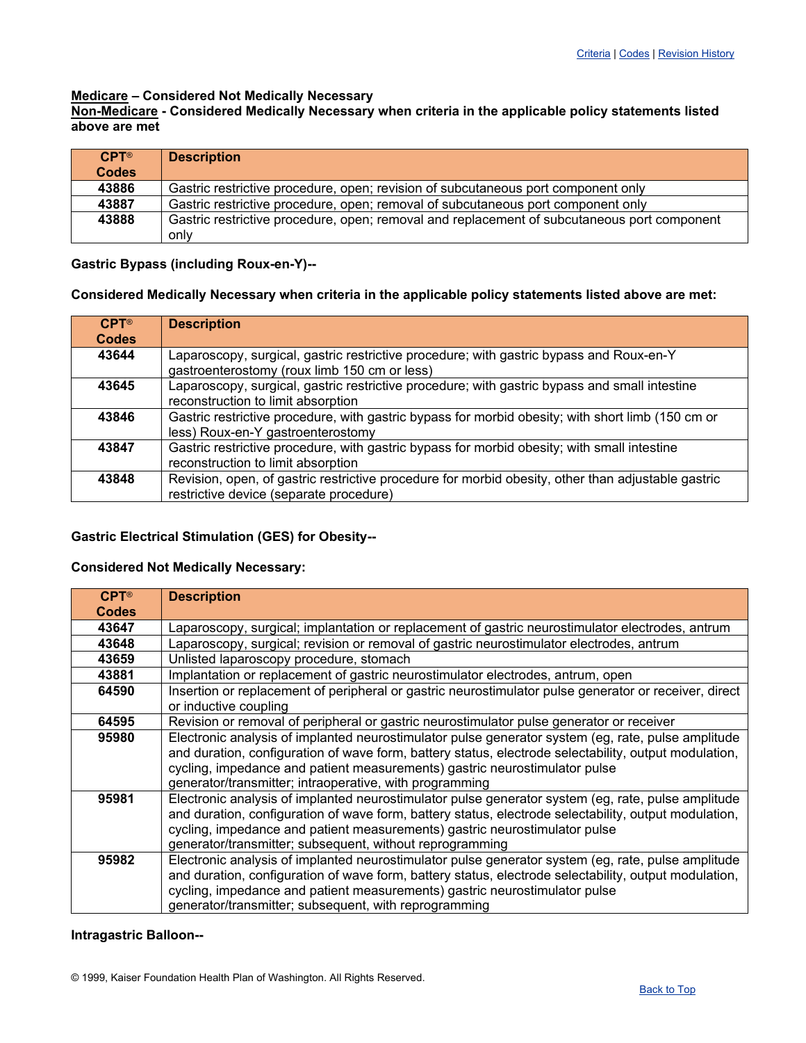**Medicare – Considered Not Medically Necessary**
**Non-Medicare - Considered Medically Necessary when criteria in the applicable policy statements listed above are met**

| CPT® Codes | Description |
|---|---|
| 43886 | Gastric restrictive procedure, open; revision of subcutaneous port component only |
| 43887 | Gastric restrictive procedure, open; removal of subcutaneous port component only |
| 43888 | Gastric restrictive procedure, open; removal and replacement of subcutaneous port component only |

**Gastric Bypass (including Roux-en-Y)--**

**Considered Medically Necessary when criteria in the applicable policy statements listed above are met:**

| CPT® Codes | Description |
|---|---|
| 43644 | Laparoscopy, surgical, gastric restrictive procedure; with gastric bypass and Roux-en-Y gastroenterostomy (roux limb 150 cm or less) |
| 43645 | Laparoscopy, surgical, gastric restrictive procedure; with gastric bypass and small intestine reconstruction to limit absorption |
| 43846 | Gastric restrictive procedure, with gastric bypass for morbid obesity; with short limb (150 cm or less) Roux-en-Y gastroenterostomy |
| 43847 | Gastric restrictive procedure, with gastric bypass for morbid obesity; with small intestine reconstruction to limit absorption |
| 43848 | Revision, open, of gastric restrictive procedure for morbid obesity, other than adjustable gastric restrictive device (separate procedure) |

**Gastric Electrical Stimulation (GES) for Obesity--**

**Considered Not Medically Necessary:**

| CPT® Codes | Description |
|---|---|
| 43647 | Laparoscopy, surgical; implantation or replacement of gastric neurostimulator electrodes, antrum |
| 43648 | Laparoscopy, surgical; revision or removal of gastric neurostimulator electrodes, antrum |
| 43659 | Unlisted laparoscopy procedure, stomach |
| 43881 | Implantation or replacement of gastric neurostimulator electrodes, antrum, open |
| 64590 | Insertion or replacement of peripheral or gastric neurostimulator pulse generator or receiver, direct or inductive coupling |
| 64595 | Revision or removal of peripheral or gastric neurostimulator pulse generator or receiver |
| 95980 | Electronic analysis of implanted neurostimulator pulse generator system (eg, rate, pulse amplitude and duration, configuration of wave form, battery status, electrode selectability, output modulation, cycling, impedance and patient measurements) gastric neurostimulator pulse generator/transmitter; intraoperative, with programming |
| 95981 | Electronic analysis of implanted neurostimulator pulse generator system (eg, rate, pulse amplitude and duration, configuration of wave form, battery status, electrode selectability, output modulation, cycling, impedance and patient measurements) gastric neurostimulator pulse generator/transmitter; subsequent, without reprogramming |
| 95982 | Electronic analysis of implanted neurostimulator pulse generator system (eg, rate, pulse amplitude and duration, configuration of wave form, battery status, electrode selectability, output modulation, cycling, impedance and patient measurements) gastric neurostimulator pulse generator/transmitter; subsequent, with reprogramming |

**Intragastric Balloon--**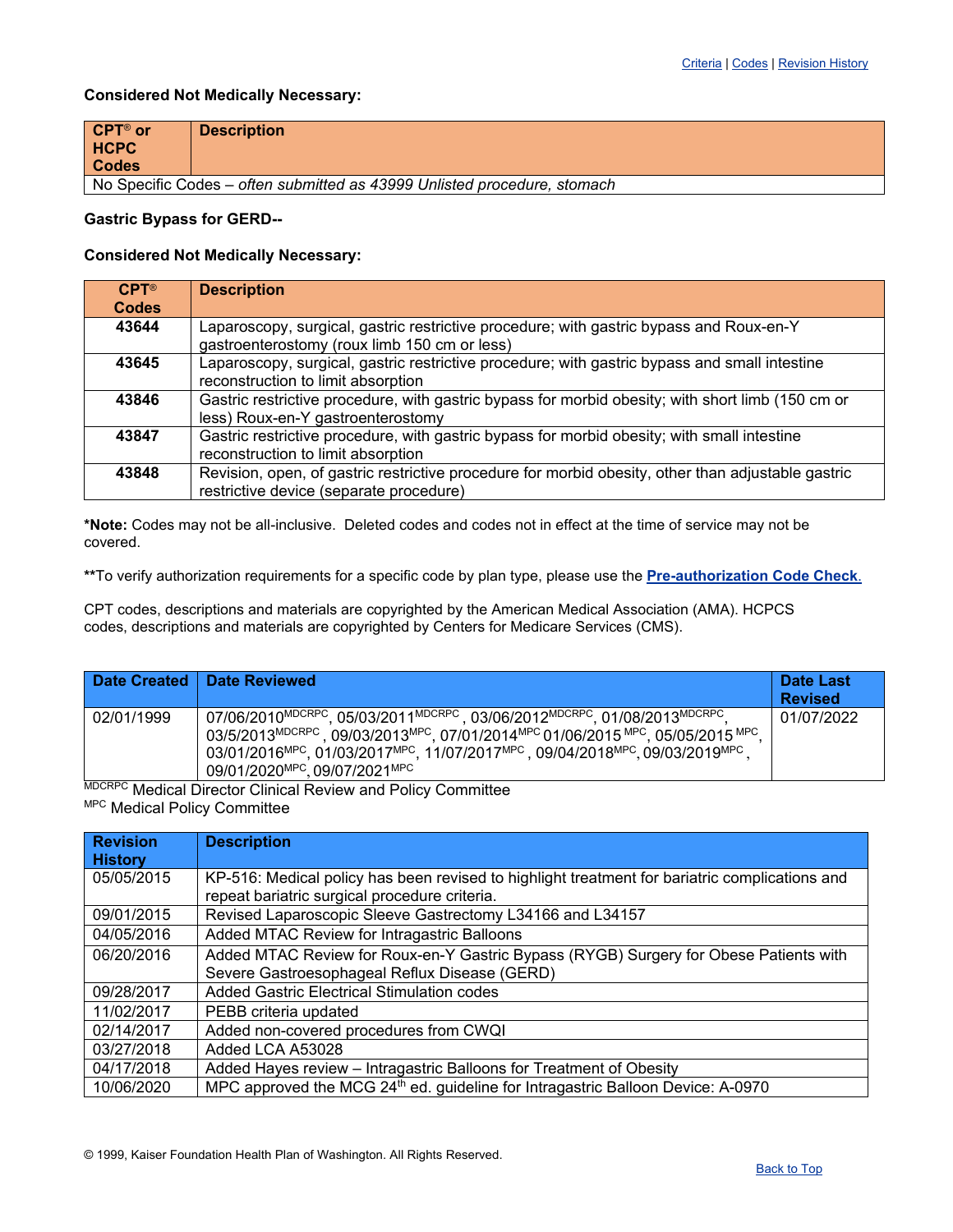Criteria | Codes | Revision History

**Considered Not Medically Necessary:**

| CPT® or HCPC Codes | Description |
|---|---|
| No Specific Codes – *often submitted as 43999 Unlisted procedure, stomach* | |

**Gastric Bypass for GERD--**

**Considered Not Medically Necessary:**

| CPT® Codes | Description |
|---|---|
| **43644** | Laparoscopy, surgical, gastric restrictive procedure; with gastric bypass and Roux-en-Y gastroenterostomy (roux limb 150 cm or less) |
| **43645** | Laparoscopy, surgical, gastric restrictive procedure; with gastric bypass and small intestine reconstruction to limit absorption |
| **43846** | Gastric restrictive procedure, with gastric bypass for morbid obesity; with short limb (150 cm or less) Roux-en-Y gastroenterostomy |
| **43847** | Gastric restrictive procedure, with gastric bypass for morbid obesity; with small intestine reconstruction to limit absorption |
| **43848** | Revision, open, of gastric restrictive procedure for morbid obesity, other than adjustable gastric restrictive device (separate procedure) |

***Note:** Codes may not be all-inclusive. Deleted codes and codes not in effect at the time of service may not be covered.

**To verify authorization requirements for a specific code by plan type, please use the **Pre-authorization Code Check**.

CPT codes, descriptions and materials are copyrighted by the American Medical Association (AMA). HCPCS codes, descriptions and materials are copyrighted by Centers for Medicare Services (CMS).

| Date Created | Date Reviewed | Date Last Revised |
|---|---|---|
| 02/01/1999 | 07/06/2010[MDCRPC], 05/03/2011[MDCRPC], 03/06/2012[MDCRPC], 01/08/2013[MDCRPC], 03/5/2013[MDCRPC], 09/03/2013[MPC], 07/01/2014[MPC] 01/06/2015[MPC], 05/05/2015[MPC], 03/01/2016[MPC], 01/03/2017[MPC], 11/07/2017[MPC], 09/04/2018[MPC], 09/03/2019[MPC], 09/01/2020[MPC], 09/07/2021[MPC] | 01/07/2022 |

[MDCRPC] Medical Director Clinical Review and Policy Committee
[MPC] Medical Policy Committee

| Revision History | Description |
|---|---|
| 05/05/2015 | KP-516: Medical policy has been revised to highlight treatment for bariatric complications and repeat bariatric surgical procedure criteria. |
| 09/01/2015 | Revised Laparoscopic Sleeve Gastrectomy L34166 and L34157 |
| 04/05/2016 | Added MTAC Review for Intragastric Balloons |
| 06/20/2016 | Added MTAC Review for Roux-en-Y Gastric Bypass (RYGB) Surgery for Obese Patients with Severe Gastroesophageal Reflux Disease (GERD) |
| 09/28/2017 | Added Gastric Electrical Stimulation codes |
| 11/02/2017 | PEBB criteria updated |
| 02/14/2017 | Added non-covered procedures from CWQI |
| 03/27/2018 | Added LCA A53028 |
| 04/17/2018 | Added Hayes review – Intragastric Balloons for Treatment of Obesity |
| 10/06/2020 | MPC approved the MCG 24th ed. guideline for Intragastric Balloon Device: A-0970 |

© 1999, Kaiser Foundation Health Plan of Washington. All Rights Reserved.

Back to Top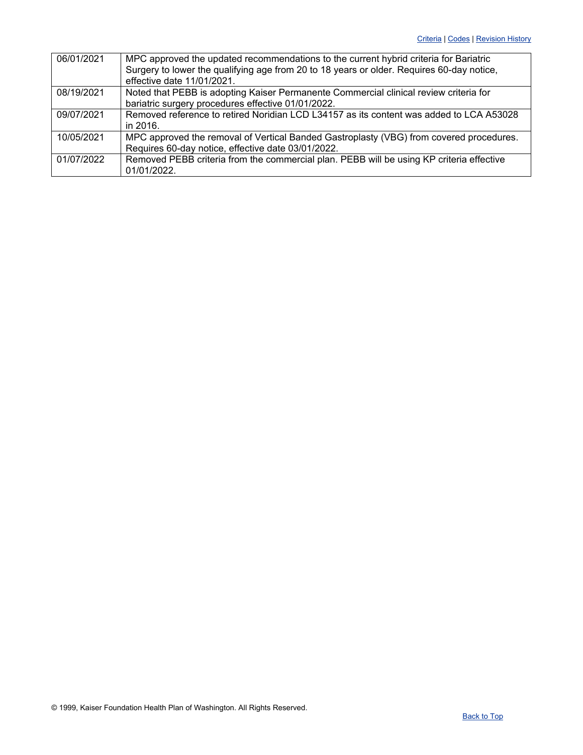| | |
|---|---|
| 06/01/2021 | MPC approved the updated recommendations to the current hybrid criteria for Bariatric Surgery to lower the qualifying age from 20 to 18 years or older. Requires 60-day notice, effective date 11/01/2021. |
| 08/19/2021 | Noted that PEBB is adopting Kaiser Permanente Commercial clinical review criteria for bariatric surgery procedures effective 01/01/2022. |
| 09/07/2021 | Removed reference to retired Noridian LCD L34157 as its content was added to LCA A53028 in 2016. |
| 10/05/2021 | MPC approved the removal of Vertical Banded Gastroplasty (VBG) from covered procedures. Requires 60-day notice, effective date 03/01/2022. |
| 01/07/2022 | Removed PEBB criteria from the commercial plan. PEBB will be using KP criteria effective 01/01/2022. |

© 1999, Kaiser Foundation Health Plan of Washington. All Rights Reserved.